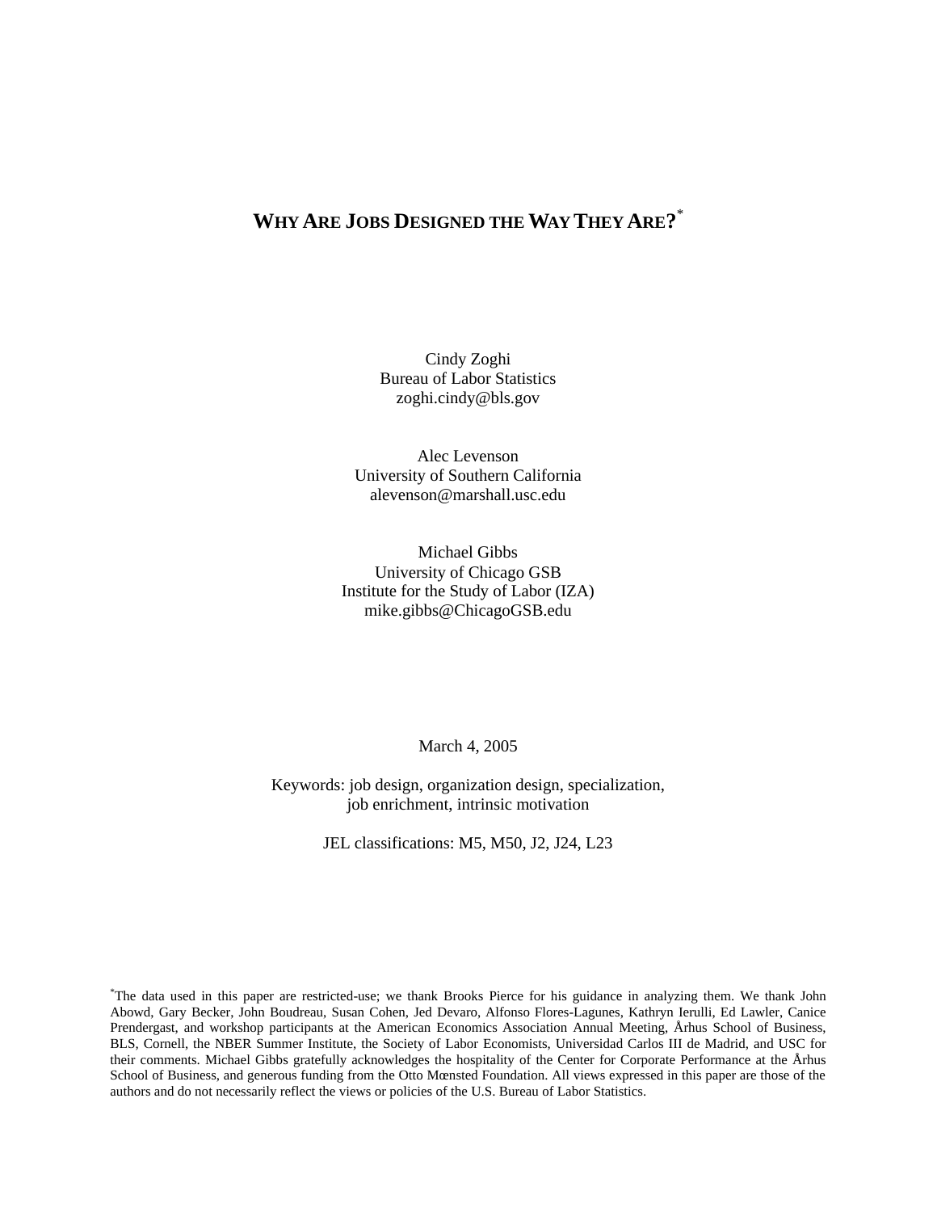# WHY ARE JOBS DESIGNED THE WAY THEY ARE?[*]

Cindy Zoghi
Bureau of Labor Statistics
zoghi.cindy@bls.gov

Alec Levenson
University of Southern California
alevenson@marshall.usc.edu

Michael Gibbs
University of Chicago GSB
Institute for the Study of Labor (IZA)
mike.gibbs@ChicagoGSB.edu

March 4, 2005

Keywords: job design, organization design, specialization, job enrichment, intrinsic motivation

JEL classifications: M5, M50, J2, J24, L23

[*]The data used in this paper are restricted-use; we thank Brooks Pierce for his guidance in analyzing them. We thank John Abowd, Gary Becker, John Boudreau, Susan Cohen, Jed Devaro, Alfonso Flores-Lagunes, Kathryn Ierulli, Ed Lawler, Canice Prendergast, and workshop participants at the American Economics Association Annual Meeting, Århus School of Business, BLS, Cornell, the NBER Summer Institute, the Society of Labor Economists, Universidad Carlos III de Madrid, and USC for their comments. Michael Gibbs gratefully acknowledges the hospitality of the Center for Corporate Performance at the Århus School of Business, and generous funding from the Otto Mœnsted Foundation. All views expressed in this paper are those of the authors and do not necessarily reflect the views or policies of the U.S. Bureau of Labor Statistics.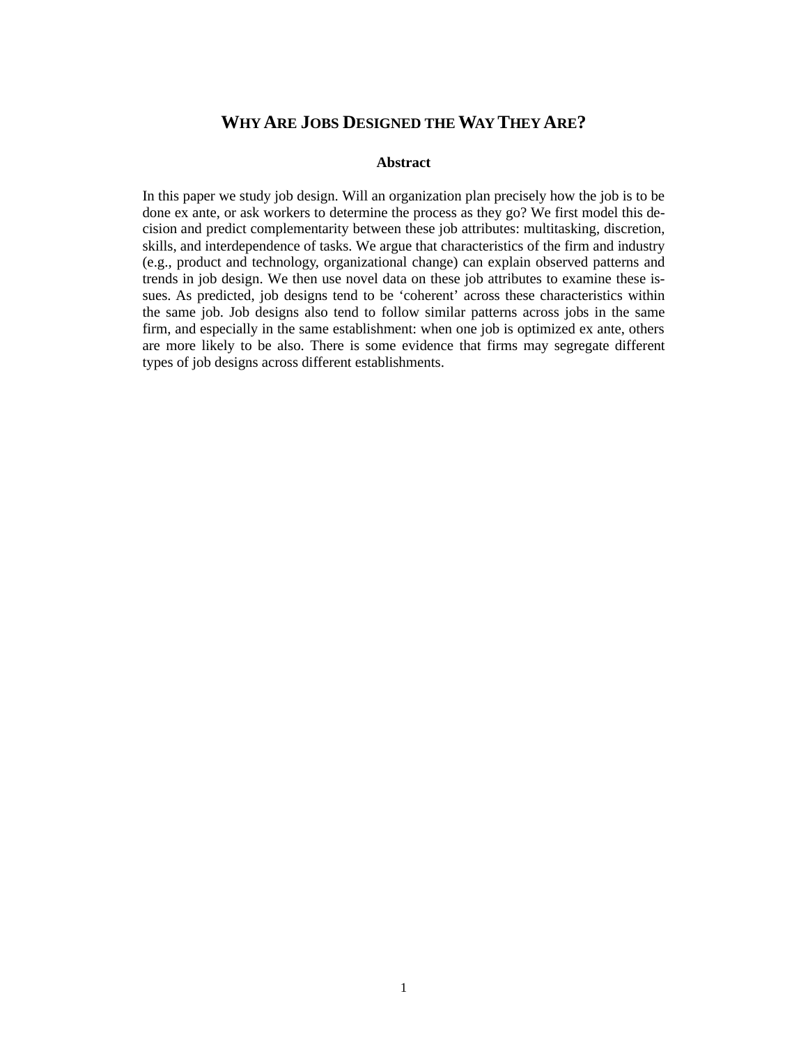# WHY ARE JOBS DESIGNED THE WAY THEY ARE?

**Abstract**

In this paper we study job design. Will an organization plan precisely how the job is to be done ex ante, or ask workers to determine the process as they go? We first model this decision and predict complementarity between these job attributes: multitasking, discretion, skills, and interdependence of tasks. We argue that characteristics of the firm and industry (e.g., product and technology, organizational change) can explain observed patterns and trends in job design. We then use novel data on these job attributes to examine these issues. As predicted, job designs tend to be 'coherent' across these characteristics within the same job. Job designs also tend to follow similar patterns across jobs in the same firm, and especially in the same establishment: when one job is optimized ex ante, others are more likely to be also. There is some evidence that firms may segregate different types of job designs across different establishments.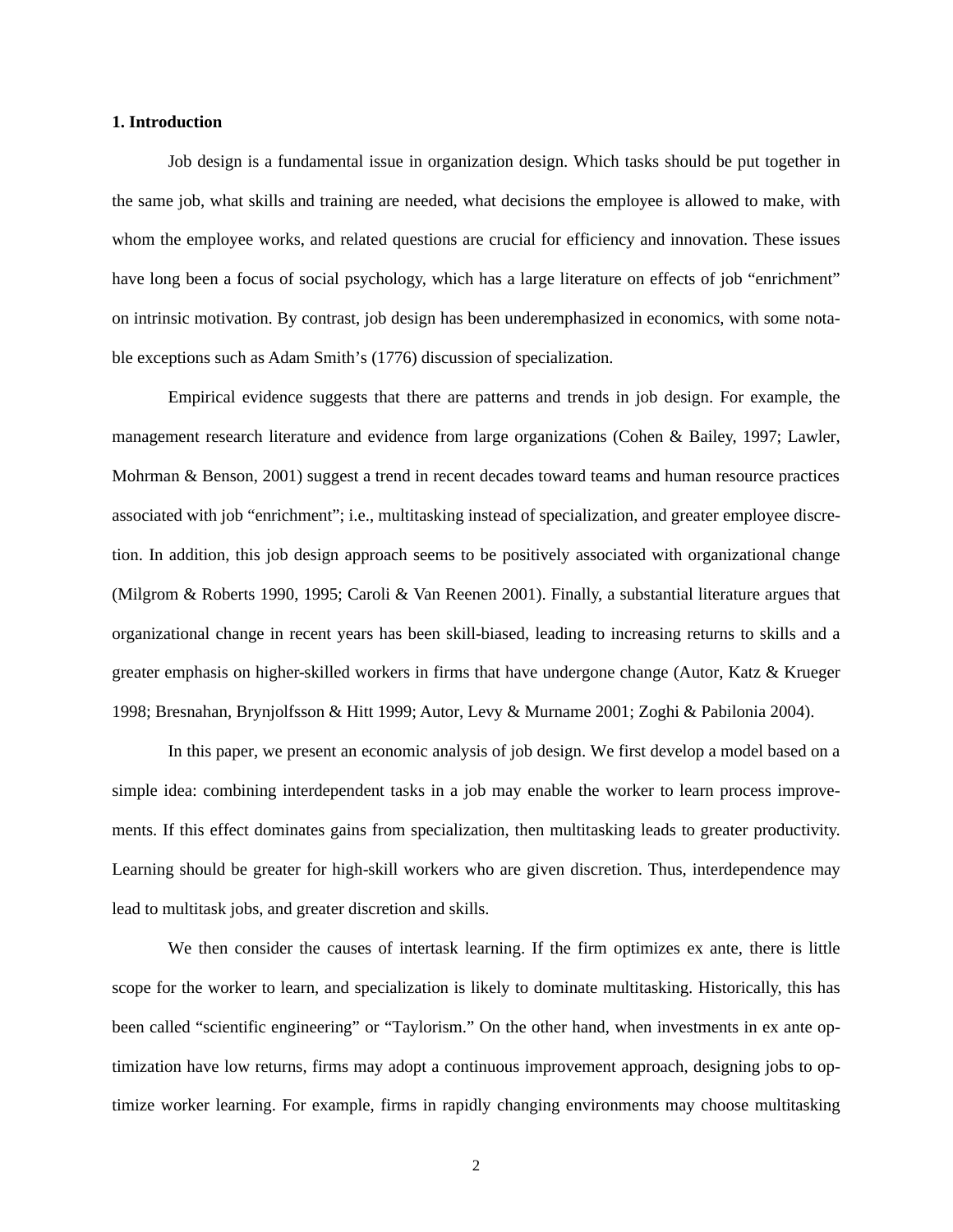## 1. Introduction

Job design is a fundamental issue in organization design. Which tasks should be put together in the same job, what skills and training are needed, what decisions the employee is allowed to make, with whom the employee works, and related questions are crucial for efficiency and innovation. These issues have long been a focus of social psychology, which has a large literature on effects of job "enrichment" on intrinsic motivation. By contrast, job design has been underemphasized in economics, with some notable exceptions such as Adam Smith's (1776) discussion of specialization.

Empirical evidence suggests that there are patterns and trends in job design. For example, the management research literature and evidence from large organizations (Cohen & Bailey, 1997; Lawler, Mohrman & Benson, 2001) suggest a trend in recent decades toward teams and human resource practices associated with job "enrichment"; i.e., multitasking instead of specialization, and greater employee discretion. In addition, this job design approach seems to be positively associated with organizational change (Milgrom & Roberts 1990, 1995; Caroli & Van Reenen 2001). Finally, a substantial literature argues that organizational change in recent years has been skill-biased, leading to increasing returns to skills and a greater emphasis on higher-skilled workers in firms that have undergone change (Autor, Katz & Krueger 1998; Bresnahan, Brynjolfsson & Hitt 1999; Autor, Levy & Murname 2001; Zoghi & Pabilonia 2004).

In this paper, we present an economic analysis of job design. We first develop a model based on a simple idea: combining interdependent tasks in a job may enable the worker to learn process improvements. If this effect dominates gains from specialization, then multitasking leads to greater productivity. Learning should be greater for high-skill workers who are given discretion. Thus, interdependence may lead to multitask jobs, and greater discretion and skills.

We then consider the causes of intertask learning. If the firm optimizes ex ante, there is little scope for the worker to learn, and specialization is likely to dominate multitasking. Historically, this has been called "scientific engineering" or "Taylorism." On the other hand, when investments in ex ante optimization have low returns, firms may adopt a continuous improvement approach, designing jobs to optimize worker learning. For example, firms in rapidly changing environments may choose multitasking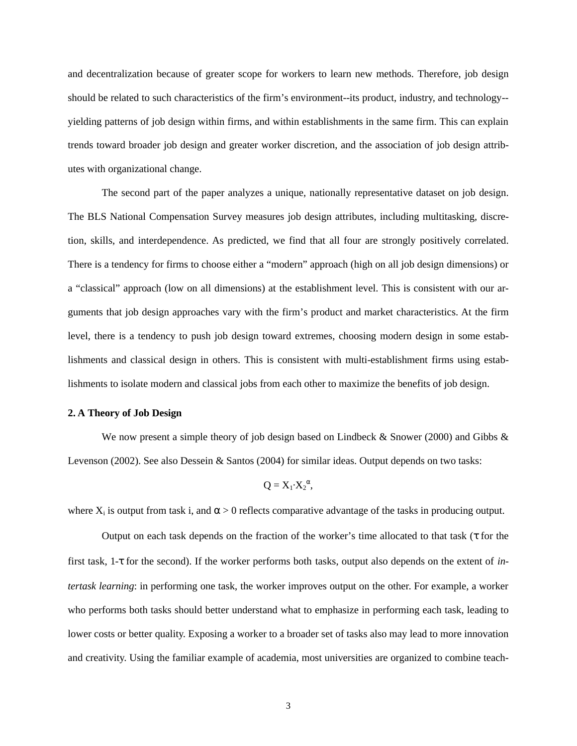and decentralization because of greater scope for workers to learn new methods. Therefore, job design should be related to such characteristics of the firm's environment--its product, industry, and technology--yielding patterns of job design within firms, and within establishments in the same firm. This can explain trends toward broader job design and greater worker discretion, and the association of job design attributes with organizational change.

The second part of the paper analyzes a unique, nationally representative dataset on job design. The BLS National Compensation Survey measures job design attributes, including multitasking, discretion, skills, and interdependence. As predicted, we find that all four are strongly positively correlated. There is a tendency for firms to choose either a "modern" approach (high on all job design dimensions) or a "classical" approach (low on all dimensions) at the establishment level. This is consistent with our arguments that job design approaches vary with the firm's product and market characteristics. At the firm level, there is a tendency to push job design toward extremes, choosing modern design in some establishments and classical design in others. This is consistent with multi-establishment firms using establishments to isolate modern and classical jobs from each other to maximize the benefits of job design.

## 2. A Theory of Job Design

We now present a simple theory of job design based on Lindbeck & Snower (2000) and Gibbs & Levenson (2002). See also Dessein & Santos (2004) for similar ideas. Output depends on two tasks:

$$Q = X_1 \cdot X_2^{\alpha},$$

where $X_i$ is output from task i, and $\alpha > 0$ reflects comparative advantage of the tasks in producing output.

Output on each task depends on the fraction of the worker's time allocated to that task ($\tau$ for the first task, $1-\tau$ for the second). If the worker performs both tasks, output also depends on the extent of *intertask learning*: in performing one task, the worker improves output on the other. For example, a worker who performs both tasks should better understand what to emphasize in performing each task, leading to lower costs or better quality. Exposing a worker to a broader set of tasks also may lead to more innovation and creativity. Using the familiar example of academia, most universities are organized to combine teach-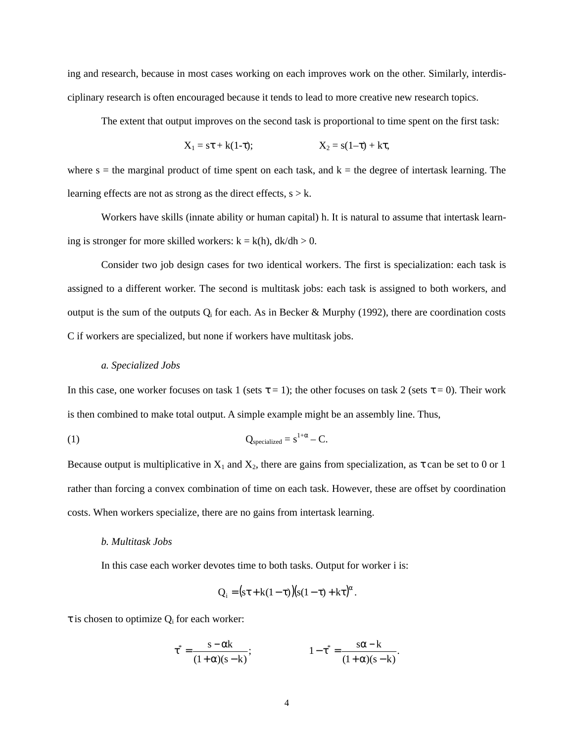ing and research, because in most cases working on each improves work on the other. Similarly, interdisciplinary research is often encouraged because it tends to lead to more creative new research topics.

The extent that output improves on the second task is proportional to time spent on the first task:

$$X_1 = s\tau + k(1-\tau); \qquad\qquad X_2 = s(1-\tau) + k\tau,$$

where s = the marginal product of time spent on each task, and k = the degree of intertask learning. The learning effects are not as strong as the direct effects, $s > k$.

Workers have skills (innate ability or human capital) h. It is natural to assume that intertask learning is stronger for more skilled workers: $k = k(h)$, $dk/dh > 0$.

Consider two job design cases for two identical workers. The first is specialization: each task is assigned to a different worker. The second is multitask jobs: each task is assigned to both workers, and output is the sum of the outputs $Q_i$ for each. As in Becker & Murphy (1992), there are coordination costs C if workers are specialized, but none if workers have multitask jobs.

*a. Specialized Jobs*

In this case, one worker focuses on task 1 (sets $\tau = 1$); the other focuses on task 2 (sets $\tau = 0$). Their work is then combined to make total output. A simple example might be an assembly line. Thus,

$$Q_{specialized} = s^{1+\alpha} - C. \tag{1}$$

Because output is multiplicative in $X_1$ and $X_2$, there are gains from specialization, as $\tau$ can be set to 0 or 1 rather than forcing a convex combination of time on each task. However, these are offset by coordination costs. When workers specialize, there are no gains from intertask learning.

*b. Multitask Jobs*

In this case each worker devotes time to both tasks. Output for worker i is:

$$Q_i = \left(s\tau + k(1-\tau)\right)\left(s(1-\tau) + k\tau\right)^{\alpha}.$$

$\tau$ is chosen to optimize $Q_i$ for each worker:

$$\tau^* = \frac{s - \alpha k}{(1+\alpha)(s-k)}; \qquad\qquad 1 - \tau^* = \frac{s\alpha - k}{(1+\alpha)(s-k)}.$$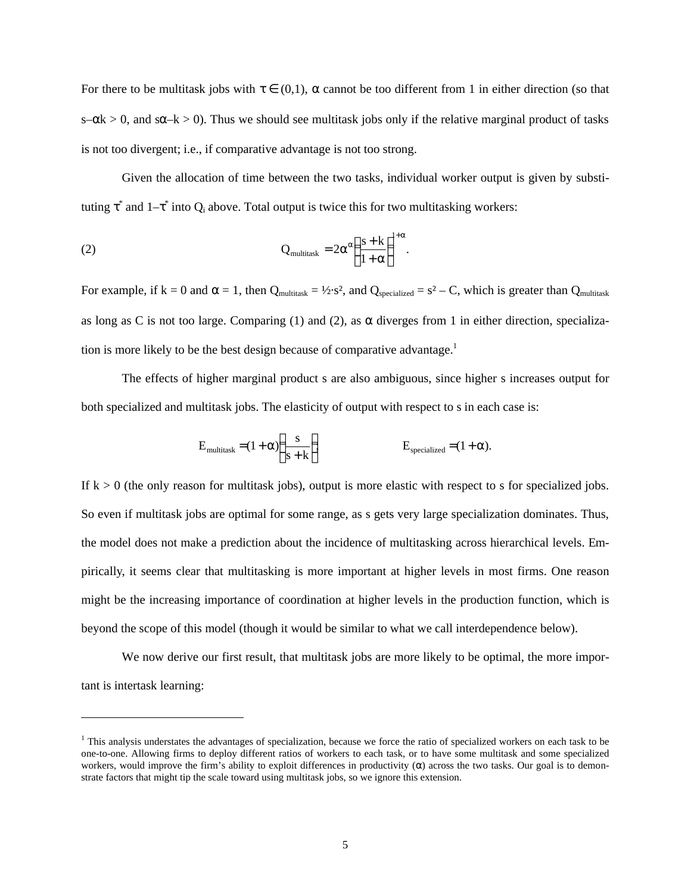For there to be multitask jobs with $\tau \in (0,1)$, $\alpha$ cannot be too different from 1 in either direction (so that $s-\alpha k > 0$, and $s\alpha - k > 0$). Thus we should see multitask jobs only if the relative marginal product of tasks is not too divergent; i.e., if comparative advantage is not too strong.

Given the allocation of time between the two tasks, individual worker output is given by substituting $\tau^*$ and $1-\tau^*$ into $Q_i$ above. Total output is twice this for two multitasking workers:

$$Q_{\text{multitask}} = 2\alpha^{\alpha}\left(\frac{s+k}{1+\alpha}\right)^{1+\alpha}. \tag{2}$$

For example, if $k = 0$ and $\alpha = 1$, then $Q_{\text{multitask}} = \frac{1}{2} \cdot s^2$, and $Q_{\text{specialized}} = s^2 - C$, which is greater than $Q_{\text{multitask}}$ as long as C is not too large. Comparing (1) and (2), as $\alpha$ diverges from 1 in either direction, specialization is more likely to be the best design because of comparative advantage.[1]

The effects of higher marginal product s are also ambiguous, since higher s increases output for both specialized and multitask jobs. The elasticity of output with respect to s in each case is:

$$E_{\text{multitask}} = (1+\alpha)\left(\frac{s}{s+k}\right); \qquad E_{\text{specialized}} = (1+\alpha).$$

If $k > 0$ (the only reason for multitask jobs), output is more elastic with respect to s for specialized jobs. So even if multitask jobs are optimal for some range, as s gets very large specialization dominates. Thus, the model does not make a prediction about the incidence of multitasking across hierarchical levels. Empirically, it seems clear that multitasking is more important at higher levels in most firms. One reason might be the increasing importance of coordination at higher levels in the production function, which is beyond the scope of this model (though it would be similar to what we call interdependence below).

We now derive our first result, that multitask jobs are more likely to be optimal, the more important is intertask learning:

---

[1] This analysis understates the advantages of specialization, because we force the ratio of specialized workers on each task to be one-to-one. Allowing firms to deploy different ratios of workers to each task, or to have some multitask and some specialized workers, would improve the firm's ability to exploit differences in productivity ($\alpha$) across the two tasks. Our goal is to demonstrate factors that might tip the scale toward using multitask jobs, so we ignore this extension.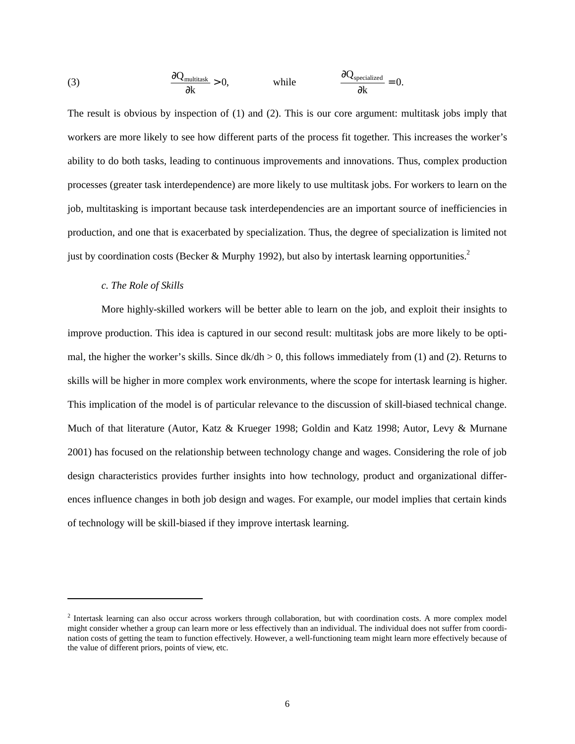$$(3) \qquad \frac{\partial Q_{multitask}}{\partial k} > 0, \qquad \text{while} \qquad \frac{\partial Q_{specialized}}{\partial k} = 0.$$

The result is obvious by inspection of (1) and (2). This is our core argument: multitask jobs imply that workers are more likely to see how different parts of the process fit together. This increases the worker's ability to do both tasks, leading to continuous improvements and innovations. Thus, complex production processes (greater task interdependence) are more likely to use multitask jobs. For workers to learn on the job, multitasking is important because task interdependencies are an important source of inefficiencies in production, and one that is exacerbated by specialization. Thus, the degree of specialization is limited not just by coordination costs (Becker & Murphy 1992), but also by intertask learning opportunities.[2]

*c. The Role of Skills*

More highly-skilled workers will be better able to learn on the job, and exploit their insights to improve production. This idea is captured in our second result: multitask jobs are more likely to be optimal, the higher the worker's skills. Since $dk/dh > 0$, this follows immediately from (1) and (2). Returns to skills will be higher in more complex work environments, where the scope for intertask learning is higher. This implication of the model is of particular relevance to the discussion of skill-biased technical change. Much of that literature (Autor, Katz & Krueger 1998; Goldin and Katz 1998; Autor, Levy & Murnane 2001) has focused on the relationship between technology change and wages. Considering the role of job design characteristics provides further insights into how technology, product and organizational differences influence changes in both job design and wages. For example, our model implies that certain kinds of technology will be skill-biased if they improve intertask learning.

---

[2] Intertask learning can also occur across workers through collaboration, but with coordination costs. A more complex model might consider whether a group can learn more or less effectively than an individual. The individual does not suffer from coordination costs of getting the team to function effectively. However, a well-functioning team might learn more effectively because of the value of different priors, points of view, etc.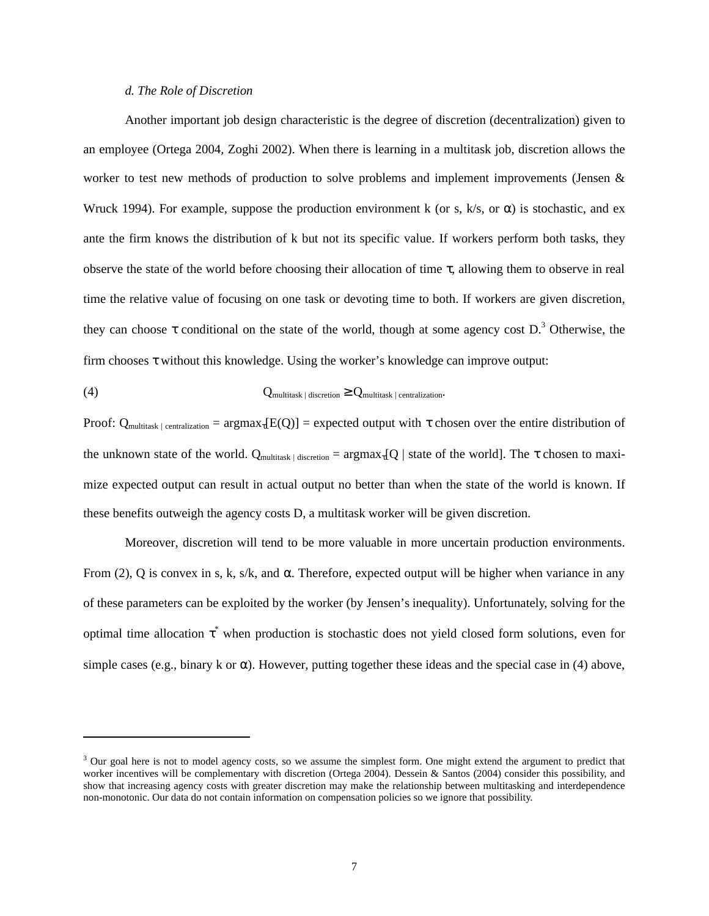*d. The Role of Discretion*

Another important job design characteristic is the degree of discretion (decentralization) given to an employee (Ortega 2004, Zoghi 2002). When there is learning in a multitask job, discretion allows the worker to test new methods of production to solve problems and implement improvements (Jensen & Wruck 1994). For example, suppose the production environment k (or s, k/s, or $\alpha$) is stochastic, and ex ante the firm knows the distribution of k but not its specific value. If workers perform both tasks, they observe the state of the world before choosing their allocation of time $\tau$, allowing them to observe in real time the relative value of focusing on one task or devoting time to both. If workers are given discretion, they can choose $\tau$ conditional on the state of the world, though at some agency cost D.[3] Otherwise, the firm chooses $\tau$ without this knowledge. Using the worker's knowledge can improve output:

$$(4) \qquad Q_{\text{multitask | discretion}} \geq Q_{\text{multitask | centralization}}.$$

Proof: $Q_{\text{multitask | centralization}} = \text{argmax}_{\tau}[E(Q)]$ = expected output with $\tau$ chosen over the entire distribution of the unknown state of the world. $Q_{\text{multitask | discretion}} = \text{argmax}_{\tau}[Q \mid \text{state of the world}]$. The $\tau$ chosen to maximize expected output can result in actual output no better than when the state of the world is known. If these benefits outweigh the agency costs D, a multitask worker will be given discretion.

Moreover, discretion will tend to be more valuable in more uncertain production environments. From (2), Q is convex in s, k, s/k, and $\alpha$. Therefore, expected output will be higher when variance in any of these parameters can be exploited by the worker (by Jensen's inequality). Unfortunately, solving for the optimal time allocation $\tau^*$ when production is stochastic does not yield closed form solutions, even for simple cases (e.g., binary k or $\alpha$). However, putting together these ideas and the special case in (4) above,

---

[3] Our goal here is not to model agency costs, so we assume the simplest form. One might extend the argument to predict that worker incentives will be complementary with discretion (Ortega 2004). Dessein & Santos (2004) consider this possibility, and show that increasing agency costs with greater discretion may make the relationship between multitasking and interdependence non-monotonic. Our data do not contain information on compensation policies so we ignore that possibility.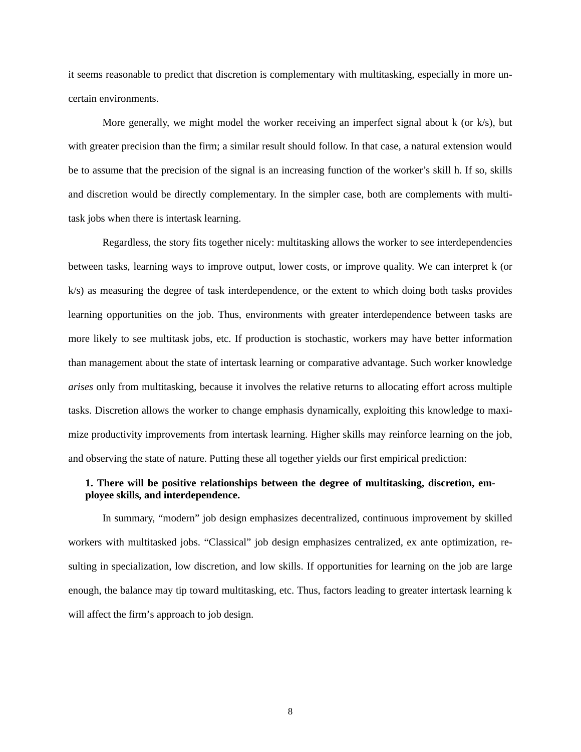it seems reasonable to predict that discretion is complementary with multitasking, especially in more uncertain environments.

More generally, we might model the worker receiving an imperfect signal about $k$ (or $k/s$), but with greater precision than the firm; a similar result should follow. In that case, a natural extension would be to assume that the precision of the signal is an increasing function of the worker's skill $h$. If so, skills and discretion would be directly complementary. In the simpler case, both are complements with multi-task jobs when there is intertask learning.

Regardless, the story fits together nicely: multitasking allows the worker to see interdependencies between tasks, learning ways to improve output, lower costs, or improve quality. We can interpret $k$ (or $k/s$) as measuring the degree of task interdependence, or the extent to which doing both tasks provides learning opportunities on the job. Thus, environments with greater interdependence between tasks are more likely to see multitask jobs, etc. If production is stochastic, workers may have better information than management about the state of intertask learning or comparative advantage. Such worker knowledge *arises* only from multitasking, because it involves the relative returns to allocating effort across multiple tasks. Discretion allows the worker to change emphasis dynamically, exploiting this knowledge to maximize productivity improvements from intertask learning. Higher skills may reinforce learning on the job, and observing the state of nature. Putting these all together yields our first empirical prediction:

**1. There will be positive relationships between the degree of multitasking, discretion, employee skills, and interdependence.**

In summary, "modern" job design emphasizes decentralized, continuous improvement by skilled workers with multitasked jobs. "Classical" job design emphasizes centralized, ex ante optimization, resulting in specialization, low discretion, and low skills. If opportunities for learning on the job are large enough, the balance may tip toward multitasking, etc. Thus, factors leading to greater intertask learning $k$ will affect the firm's approach to job design.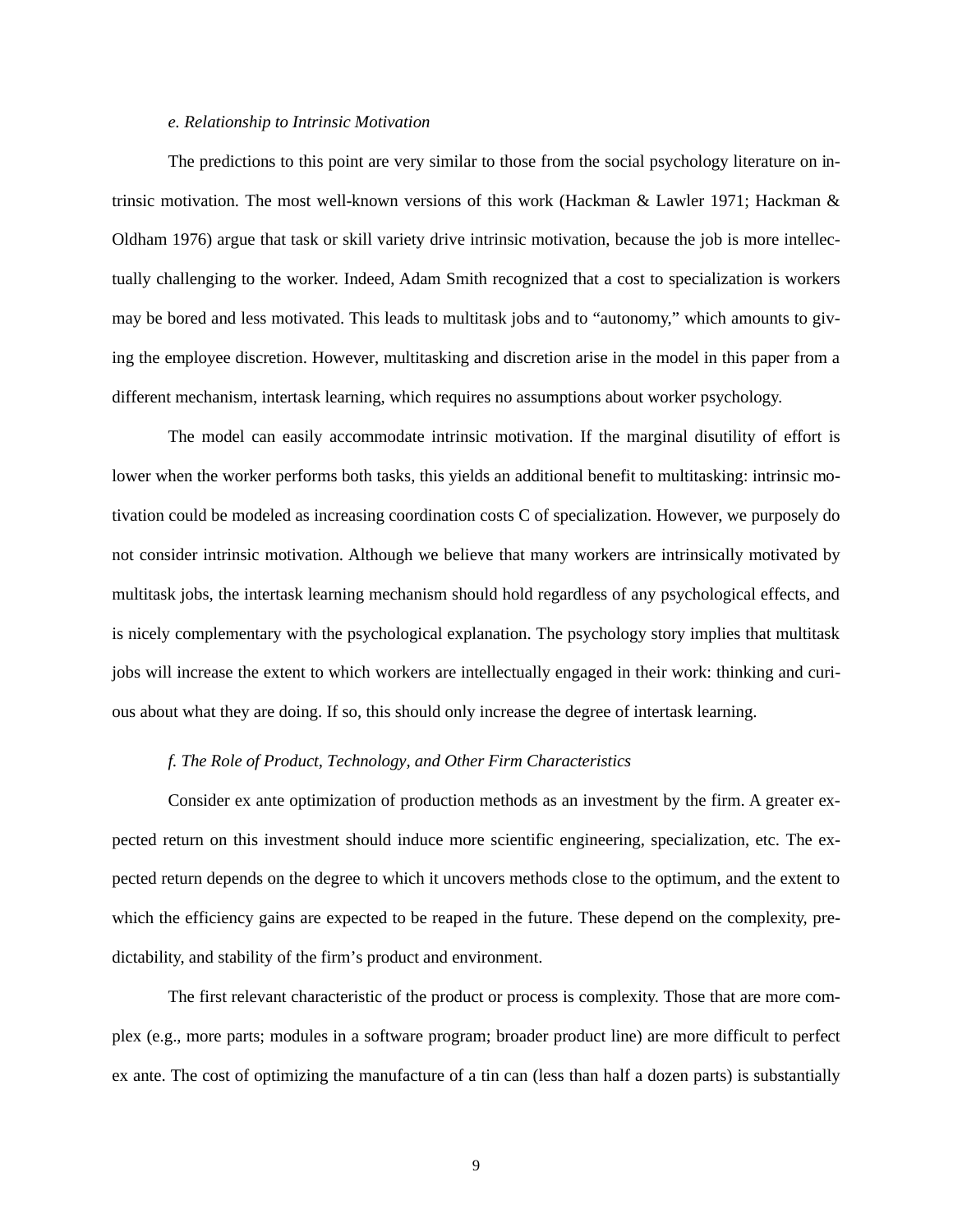*e. Relationship to Intrinsic Motivation*

The predictions to this point are very similar to those from the social psychology literature on intrinsic motivation. The most well-known versions of this work (Hackman & Lawler 1971; Hackman & Oldham 1976) argue that task or skill variety drive intrinsic motivation, because the job is more intellectually challenging to the worker. Indeed, Adam Smith recognized that a cost to specialization is workers may be bored and less motivated. This leads to multitask jobs and to "autonomy," which amounts to giving the employee discretion. However, multitasking and discretion arise in the model in this paper from a different mechanism, intertask learning, which requires no assumptions about worker psychology.

The model can easily accommodate intrinsic motivation. If the marginal disutility of effort is lower when the worker performs both tasks, this yields an additional benefit to multitasking: intrinsic motivation could be modeled as increasing coordination costs $C$ of specialization. However, we purposely do not consider intrinsic motivation. Although we believe that many workers are intrinsically motivated by multitask jobs, the intertask learning mechanism should hold regardless of any psychological effects, and is nicely complementary with the psychological explanation. The psychology story implies that multitask jobs will increase the extent to which workers are intellectually engaged in their work: thinking and curious about what they are doing. If so, this should only increase the degree of intertask learning.

*f. The Role of Product, Technology, and Other Firm Characteristics*

Consider ex ante optimization of production methods as an investment by the firm. A greater expected return on this investment should induce more scientific engineering, specialization, etc. The expected return depends on the degree to which it uncovers methods close to the optimum, and the extent to which the efficiency gains are expected to be reaped in the future. These depend on the complexity, predictability, and stability of the firm's product and environment.

The first relevant characteristic of the product or process is complexity. Those that are more complex (e.g., more parts; modules in a software program; broader product line) are more difficult to perfect ex ante. The cost of optimizing the manufacture of a tin can (less than half a dozen parts) is substantially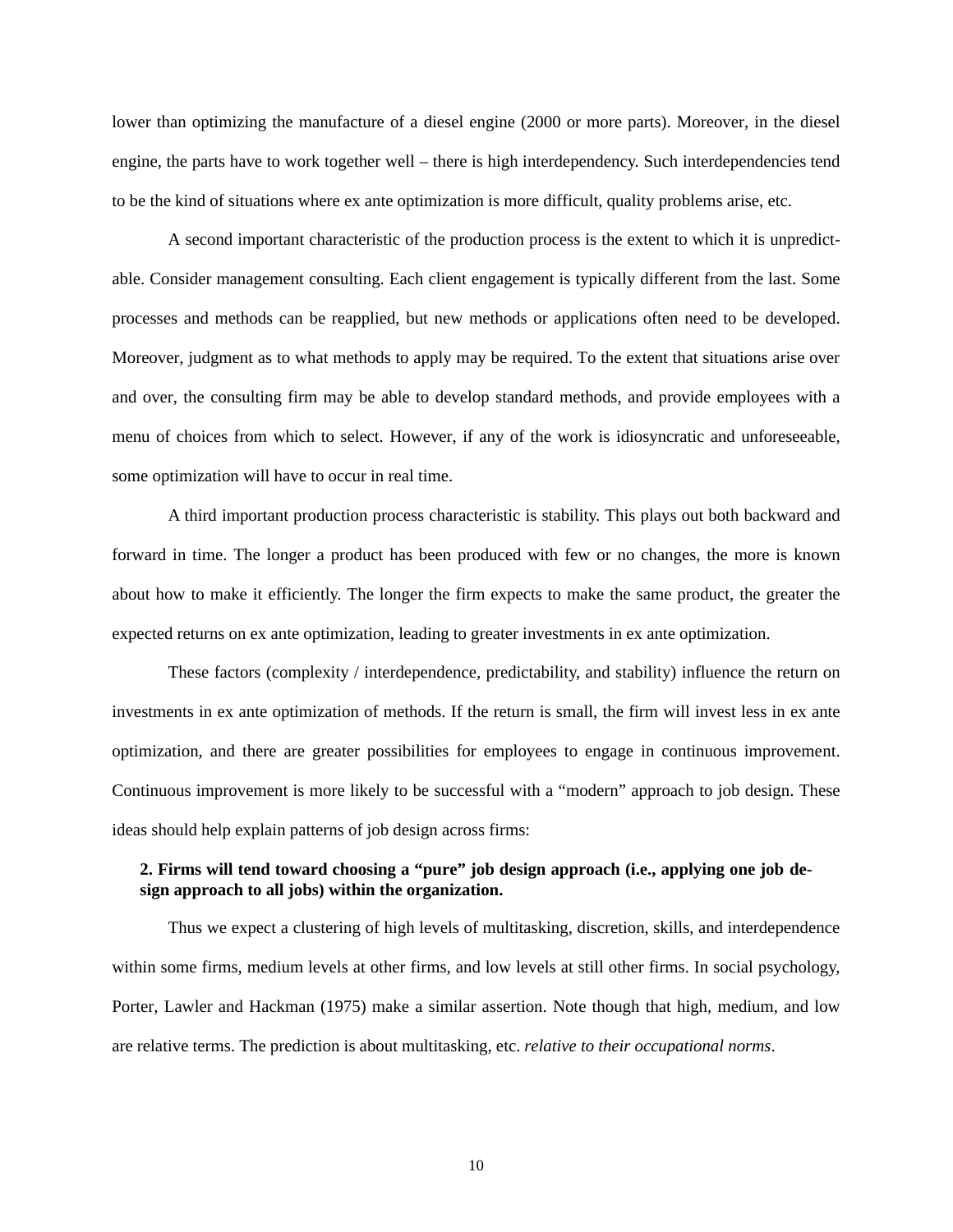lower than optimizing the manufacture of a diesel engine (2000 or more parts). Moreover, in the diesel engine, the parts have to work together well – there is high interdependency. Such interdependencies tend to be the kind of situations where ex ante optimization is more difficult, quality problems arise, etc.

A second important characteristic of the production process is the extent to which it is unpredictable. Consider management consulting. Each client engagement is typically different from the last. Some processes and methods can be reapplied, but new methods or applications often need to be developed. Moreover, judgment as to what methods to apply may be required. To the extent that situations arise over and over, the consulting firm may be able to develop standard methods, and provide employees with a menu of choices from which to select. However, if any of the work is idiosyncratic and unforeseeable, some optimization will have to occur in real time.

A third important production process characteristic is stability. This plays out both backward and forward in time. The longer a product has been produced with few or no changes, the more is known about how to make it efficiently. The longer the firm expects to make the same product, the greater the expected returns on ex ante optimization, leading to greater investments in ex ante optimization.

These factors (complexity / interdependence, predictability, and stability) influence the return on investments in ex ante optimization of methods. If the return is small, the firm will invest less in ex ante optimization, and there are greater possibilities for employees to engage in continuous improvement. Continuous improvement is more likely to be successful with a "modern" approach to job design. These ideas should help explain patterns of job design across firms:

**2. Firms will tend toward choosing a "pure" job design approach (i.e., applying one job design approach to all jobs) within the organization.**

Thus we expect a clustering of high levels of multitasking, discretion, skills, and interdependence within some firms, medium levels at other firms, and low levels at still other firms. In social psychology, Porter, Lawler and Hackman (1975) make a similar assertion. Note though that high, medium, and low are relative terms. The prediction is about multitasking, etc. *relative to their occupational norms*.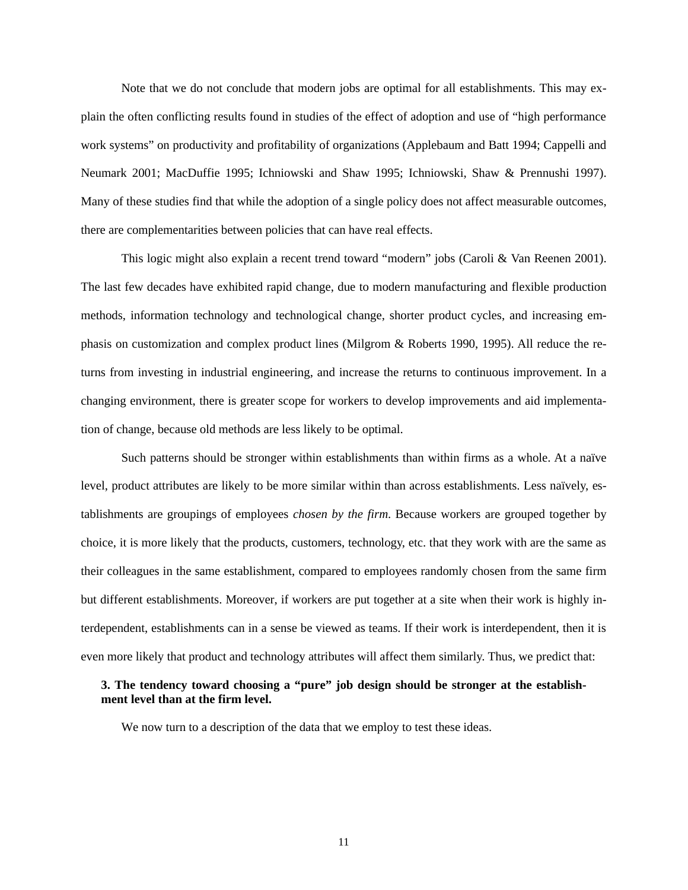Note that we do not conclude that modern jobs are optimal for all establishments. This may explain the often conflicting results found in studies of the effect of adoption and use of "high performance work systems" on productivity and profitability of organizations (Applebaum and Batt 1994; Cappelli and Neumark 2001; MacDuffie 1995; Ichniowski and Shaw 1995; Ichniowski, Shaw & Prennushi 1997). Many of these studies find that while the adoption of a single policy does not affect measurable outcomes, there are complementarities between policies that can have real effects.

This logic might also explain a recent trend toward "modern" jobs (Caroli & Van Reenen 2001). The last few decades have exhibited rapid change, due to modern manufacturing and flexible production methods, information technology and technological change, shorter product cycles, and increasing emphasis on customization and complex product lines (Milgrom & Roberts 1990, 1995). All reduce the returns from investing in industrial engineering, and increase the returns to continuous improvement. In a changing environment, there is greater scope for workers to develop improvements and aid implementation of change, because old methods are less likely to be optimal.

Such patterns should be stronger within establishments than within firms as a whole. At a naïve level, product attributes are likely to be more similar within than across establishments. Less naïvely, establishments are groupings of employees *chosen by the firm*. Because workers are grouped together by choice, it is more likely that the products, customers, technology, etc. that they work with are the same as their colleagues in the same establishment, compared to employees randomly chosen from the same firm but different establishments. Moreover, if workers are put together at a site when their work is highly interdependent, establishments can in a sense be viewed as teams. If their work is interdependent, then it is even more likely that product and technology attributes will affect them similarly. Thus, we predict that:

**3. The tendency toward choosing a "pure" job design should be stronger at the establishment level than at the firm level.**

We now turn to a description of the data that we employ to test these ideas.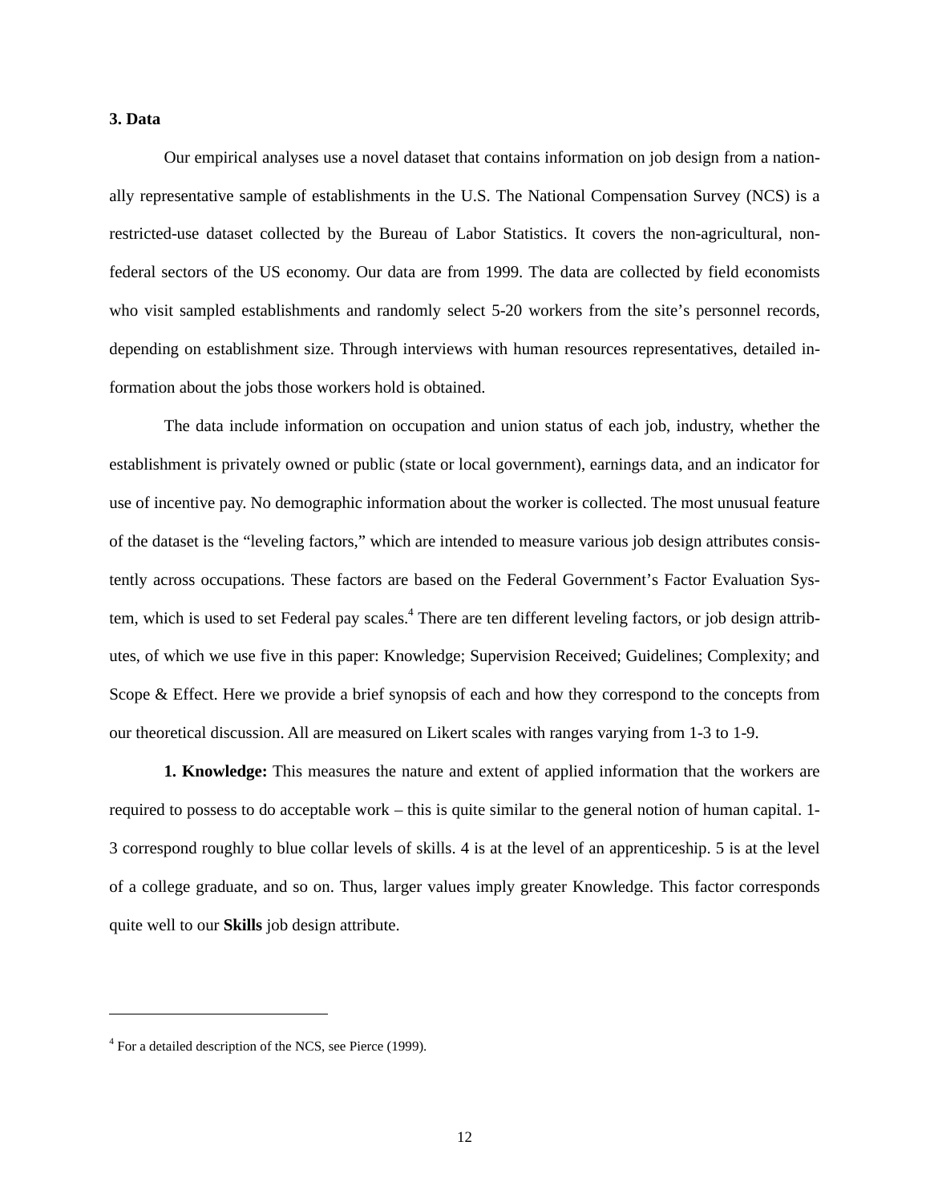## 3. Data

Our empirical analyses use a novel dataset that contains information on job design from a nationally representative sample of establishments in the U.S. The National Compensation Survey (NCS) is a restricted-use dataset collected by the Bureau of Labor Statistics. It covers the non-agricultural, non-federal sectors of the US economy. Our data are from 1999. The data are collected by field economists who visit sampled establishments and randomly select 5-20 workers from the site's personnel records, depending on establishment size. Through interviews with human resources representatives, detailed information about the jobs those workers hold is obtained.

The data include information on occupation and union status of each job, industry, whether the establishment is privately owned or public (state or local government), earnings data, and an indicator for use of incentive pay. No demographic information about the worker is collected. The most unusual feature of the dataset is the "leveling factors," which are intended to measure various job design attributes consistently across occupations. These factors are based on the Federal Government's Factor Evaluation System, which is used to set Federal pay scales.[4] There are ten different leveling factors, or job design attributes, of which we use five in this paper: Knowledge; Supervision Received; Guidelines; Complexity; and Scope & Effect. Here we provide a brief synopsis of each and how they correspond to the concepts from our theoretical discussion. All are measured on Likert scales with ranges varying from 1-3 to 1-9.

**1. Knowledge:** This measures the nature and extent of applied information that the workers are required to possess to do acceptable work – this is quite similar to the general notion of human capital. 1-3 correspond roughly to blue collar levels of skills. 4 is at the level of an apprenticeship. 5 is at the level of a college graduate, and so on. Thus, larger values imply greater Knowledge. This factor corresponds quite well to our **Skills** job design attribute.

---

[4] For a detailed description of the NCS, see Pierce (1999).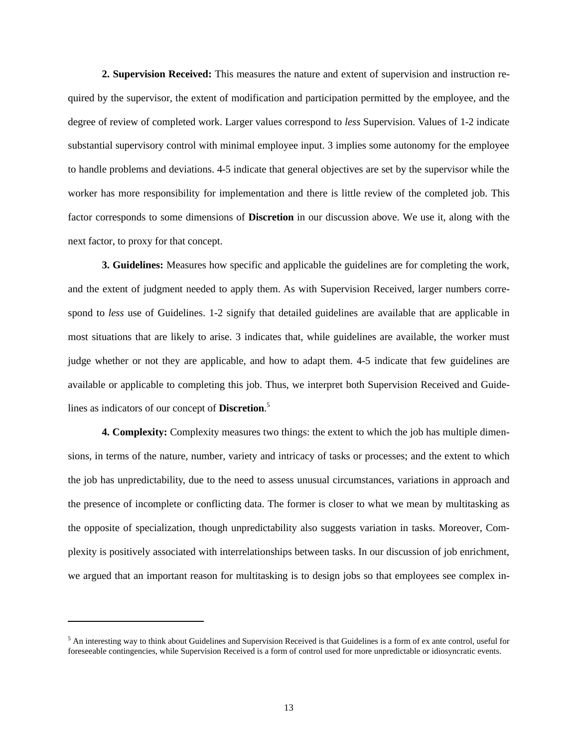**2. Supervision Received:** This measures the nature and extent of supervision and instruction required by the supervisor, the extent of modification and participation permitted by the employee, and the degree of review of completed work. Larger values correspond to *less* Supervision. Values of 1-2 indicate substantial supervisory control with minimal employee input. 3 implies some autonomy for the employee to handle problems and deviations. 4-5 indicate that general objectives are set by the supervisor while the worker has more responsibility for implementation and there is little review of the completed job. This factor corresponds to some dimensions of **Discretion** in our discussion above. We use it, along with the next factor, to proxy for that concept.

**3. Guidelines:** Measures how specific and applicable the guidelines are for completing the work, and the extent of judgment needed to apply them. As with Supervision Received, larger numbers correspond to *less* use of Guidelines. 1-2 signify that detailed guidelines are available that are applicable in most situations that are likely to arise. 3 indicates that, while guidelines are available, the worker must judge whether or not they are applicable, and how to adapt them. 4-5 indicate that few guidelines are available or applicable to completing this job. Thus, we interpret both Supervision Received and Guidelines as indicators of our concept of **Discretion**.[5]

**4. Complexity:** Complexity measures two things: the extent to which the job has multiple dimensions, in terms of the nature, number, variety and intricacy of tasks or processes; and the extent to which the job has unpredictability, due to the need to assess unusual circumstances, variations in approach and the presence of incomplete or conflicting data. The former is closer to what we mean by multitasking as the opposite of specialization, though unpredictability also suggests variation in tasks. Moreover, Complexity is positively associated with interrelationships between tasks. In our discussion of job enrichment, we argued that an important reason for multitasking is to design jobs so that employees see complex in-

[5] An interesting way to think about Guidelines and Supervision Received is that Guidelines is a form of ex ante control, useful for foreseeable contingencies, while Supervision Received is a form of control used for more unpredictable or idiosyncratic events.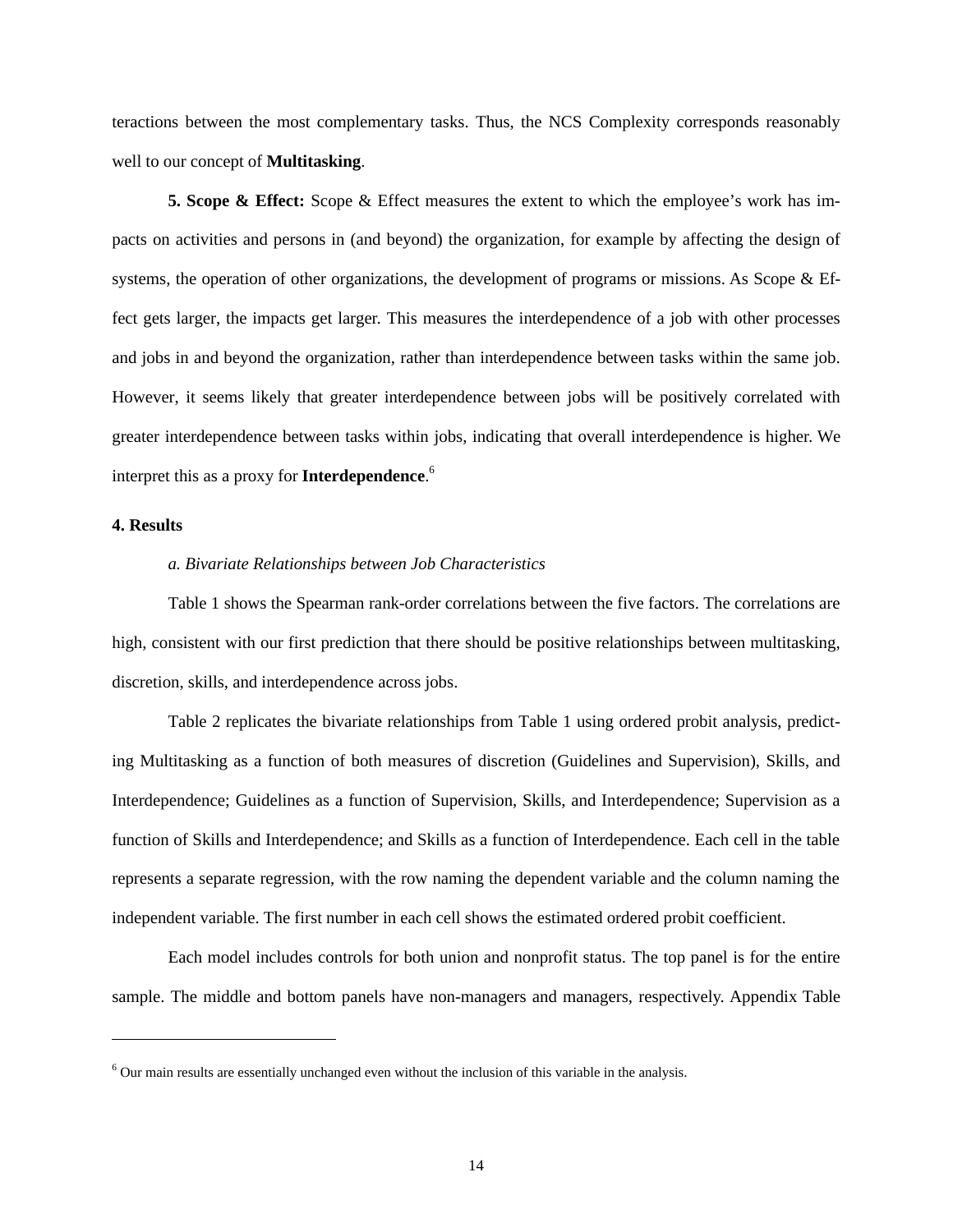teractions between the most complementary tasks. Thus, the NCS Complexity corresponds reasonably well to our concept of **Multitasking**.

**5. Scope & Effect:** Scope & Effect measures the extent to which the employee's work has impacts on activities and persons in (and beyond) the organization, for example by affecting the design of systems, the operation of other organizations, the development of programs or missions. As Scope & Effect gets larger, the impacts get larger. This measures the interdependence of a job with other processes and jobs in and beyond the organization, rather than interdependence between tasks within the same job. However, it seems likely that greater interdependence between jobs will be positively correlated with greater interdependence between tasks within jobs, indicating that overall interdependence is higher. We interpret this as a proxy for **Interdependence**.[6]

## 4. Results

*a. Bivariate Relationships between Job Characteristics*

Table 1 shows the Spearman rank-order correlations between the five factors. The correlations are high, consistent with our first prediction that there should be positive relationships between multitasking, discretion, skills, and interdependence across jobs.

Table 2 replicates the bivariate relationships from Table 1 using ordered probit analysis, predicting Multitasking as a function of both measures of discretion (Guidelines and Supervision), Skills, and Interdependence; Guidelines as a function of Supervision, Skills, and Interdependence; Supervision as a function of Skills and Interdependence; and Skills as a function of Interdependence. Each cell in the table represents a separate regression, with the row naming the dependent variable and the column naming the independent variable. The first number in each cell shows the estimated ordered probit coefficient.

Each model includes controls for both union and nonprofit status. The top panel is for the entire sample. The middle and bottom panels have non-managers and managers, respectively. Appendix Table

[6] Our main results are essentially unchanged even without the inclusion of this variable in the analysis.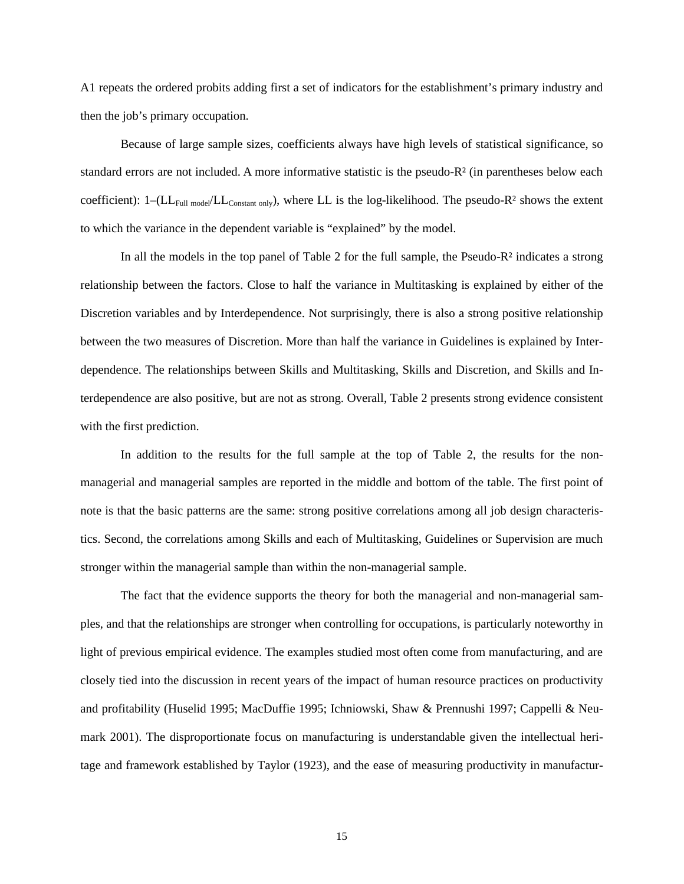A1 repeats the ordered probits adding first a set of indicators for the establishment's primary industry and then the job's primary occupation.

Because of large sample sizes, coefficients always have high levels of statistical significance, so standard errors are not included. A more informative statistic is the pseudo-R² (in parentheses below each coefficient): $1–(LL_{Full\ model}/LL_{Constant\ only})$, where LL is the log-likelihood. The pseudo-R² shows the extent to which the variance in the dependent variable is "explained" by the model.

In all the models in the top panel of Table 2 for the full sample, the Pseudo-R² indicates a strong relationship between the factors. Close to half the variance in Multitasking is explained by either of the Discretion variables and by Interdependence. Not surprisingly, there is also a strong positive relationship between the two measures of Discretion. More than half the variance in Guidelines is explained by Interdependence. The relationships between Skills and Multitasking, Skills and Discretion, and Skills and Interdependence are also positive, but are not as strong. Overall, Table 2 presents strong evidence consistent with the first prediction.

In addition to the results for the full sample at the top of Table 2, the results for the non-managerial and managerial samples are reported in the middle and bottom of the table. The first point of note is that the basic patterns are the same: strong positive correlations among all job design characteristics. Second, the correlations among Skills and each of Multitasking, Guidelines or Supervision are much stronger within the managerial sample than within the non-managerial sample.

The fact that the evidence supports the theory for both the managerial and non-managerial samples, and that the relationships are stronger when controlling for occupations, is particularly noteworthy in light of previous empirical evidence. The examples studied most often come from manufacturing, and are closely tied into the discussion in recent years of the impact of human resource practices on productivity and profitability (Huselid 1995; MacDuffie 1995; Ichniowski, Shaw & Prennushi 1997; Cappelli & Neumark 2001). The disproportionate focus on manufacturing is understandable given the intellectual heritage and framework established by Taylor (1923), and the ease of measuring productivity in manufactur-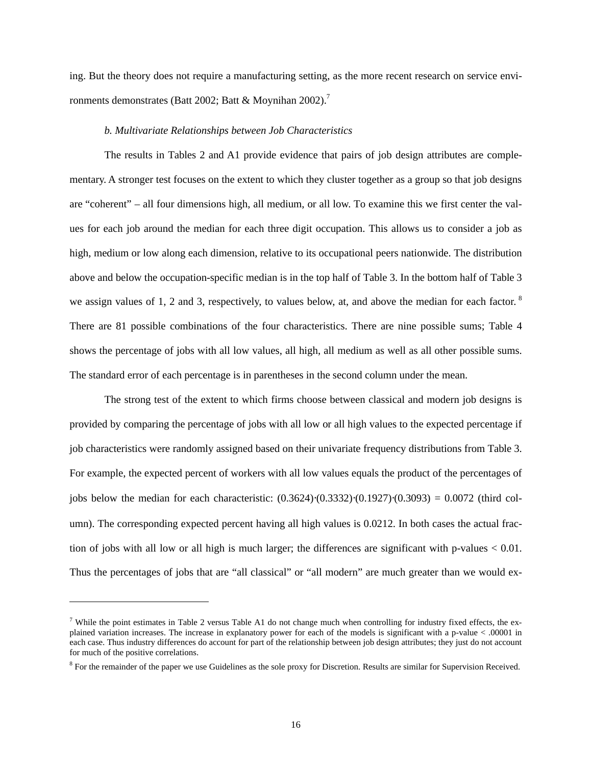ing. But the theory does not require a manufacturing setting, as the more recent research on service environments demonstrates (Batt 2002; Batt & Moynihan 2002).[7]

*b. Multivariate Relationships between Job Characteristics*

The results in Tables 2 and A1 provide evidence that pairs of job design attributes are complementary. A stronger test focuses on the extent to which they cluster together as a group so that job designs are "coherent" – all four dimensions high, all medium, or all low. To examine this we first center the values for each job around the median for each three digit occupation. This allows us to consider a job as high, medium or low along each dimension, relative to its occupational peers nationwide. The distribution above and below the occupation-specific median is in the top half of Table 3. In the bottom half of Table 3 we assign values of 1, 2 and 3, respectively, to values below, at, and above the median for each factor.[8] There are 81 possible combinations of the four characteristics. There are nine possible sums; Table 4 shows the percentage of jobs with all low values, all high, all medium as well as all other possible sums. The standard error of each percentage is in parentheses in the second column under the mean.

The strong test of the extent to which firms choose between classical and modern job designs is provided by comparing the percentage of jobs with all low or all high values to the expected percentage if job characteristics were randomly assigned based on their univariate frequency distributions from Table 3. For example, the expected percent of workers with all low values equals the product of the percentages of jobs below the median for each characteristic: $(0.3624) \cdot (0.3332) \cdot (0.1927) \cdot (0.3093) = 0.0072$ (third column). The corresponding expected percent having all high values is 0.0212. In both cases the actual fraction of jobs with all low or all high is much larger; the differences are significant with p-values $< 0.01$. Thus the percentages of jobs that are "all classical" or "all modern" are much greater than we would ex-

---

[7] While the point estimates in Table 2 versus Table A1 do not change much when controlling for industry fixed effects, the explained variation increases. The increase in explanatory power for each of the models is significant with a p-value $< .00001$ in each case. Thus industry differences do account for part of the relationship between job design attributes; they just do not account for much of the positive correlations.

[8] For the remainder of the paper we use Guidelines as the sole proxy for Discretion. Results are similar for Supervision Received.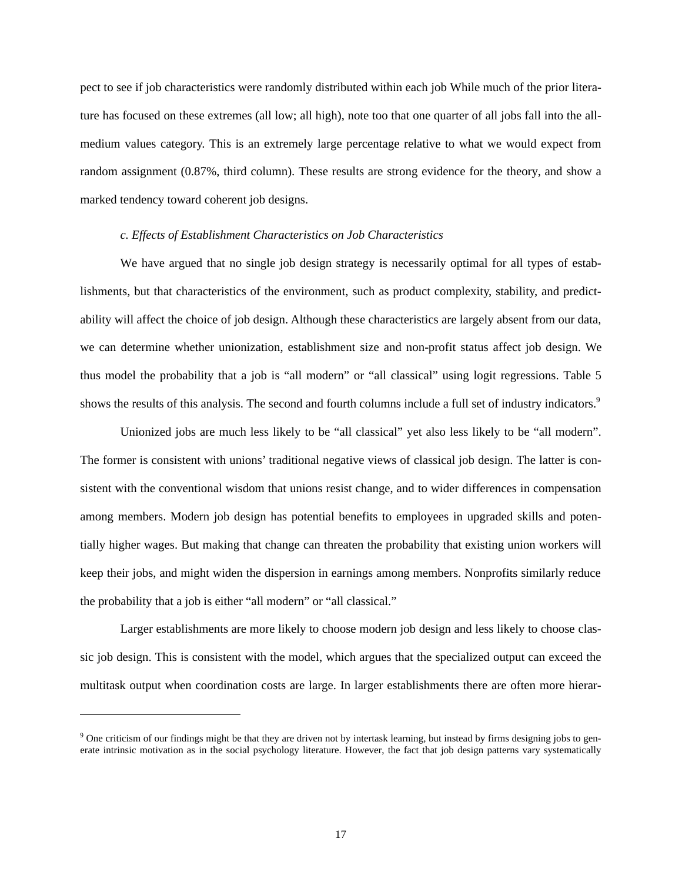pect to see if job characteristics were randomly distributed within each job While much of the prior literature has focused on these extremes (all low; all high), note too that one quarter of all jobs fall into the all-medium values category. This is an extremely large percentage relative to what we would expect from random assignment (0.87%, third column). These results are strong evidence for the theory, and show a marked tendency toward coherent job designs.

*c. Effects of Establishment Characteristics on Job Characteristics*

We have argued that no single job design strategy is necessarily optimal for all types of establishments, but that characteristics of the environment, such as product complexity, stability, and predictability will affect the choice of job design. Although these characteristics are largely absent from our data, we can determine whether unionization, establishment size and non-profit status affect job design. We thus model the probability that a job is "all modern" or "all classical" using logit regressions. Table 5 shows the results of this analysis. The second and fourth columns include a full set of industry indicators.[9]

Unionized jobs are much less likely to be "all classical" yet also less likely to be "all modern". The former is consistent with unions' traditional negative views of classical job design. The latter is consistent with the conventional wisdom that unions resist change, and to wider differences in compensation among members. Modern job design has potential benefits to employees in upgraded skills and potentially higher wages. But making that change can threaten the probability that existing union workers will keep their jobs, and might widen the dispersion in earnings among members. Nonprofits similarly reduce the probability that a job is either "all modern" or "all classical."

Larger establishments are more likely to choose modern job design and less likely to choose classic job design. This is consistent with the model, which argues that the specialized output can exceed the multitask output when coordination costs are large. In larger establishments there are often more hierar-

---

[9] One criticism of our findings might be that they are driven not by intertask learning, but instead by firms designing jobs to generate intrinsic motivation as in the social psychology literature. However, the fact that job design patterns vary systematically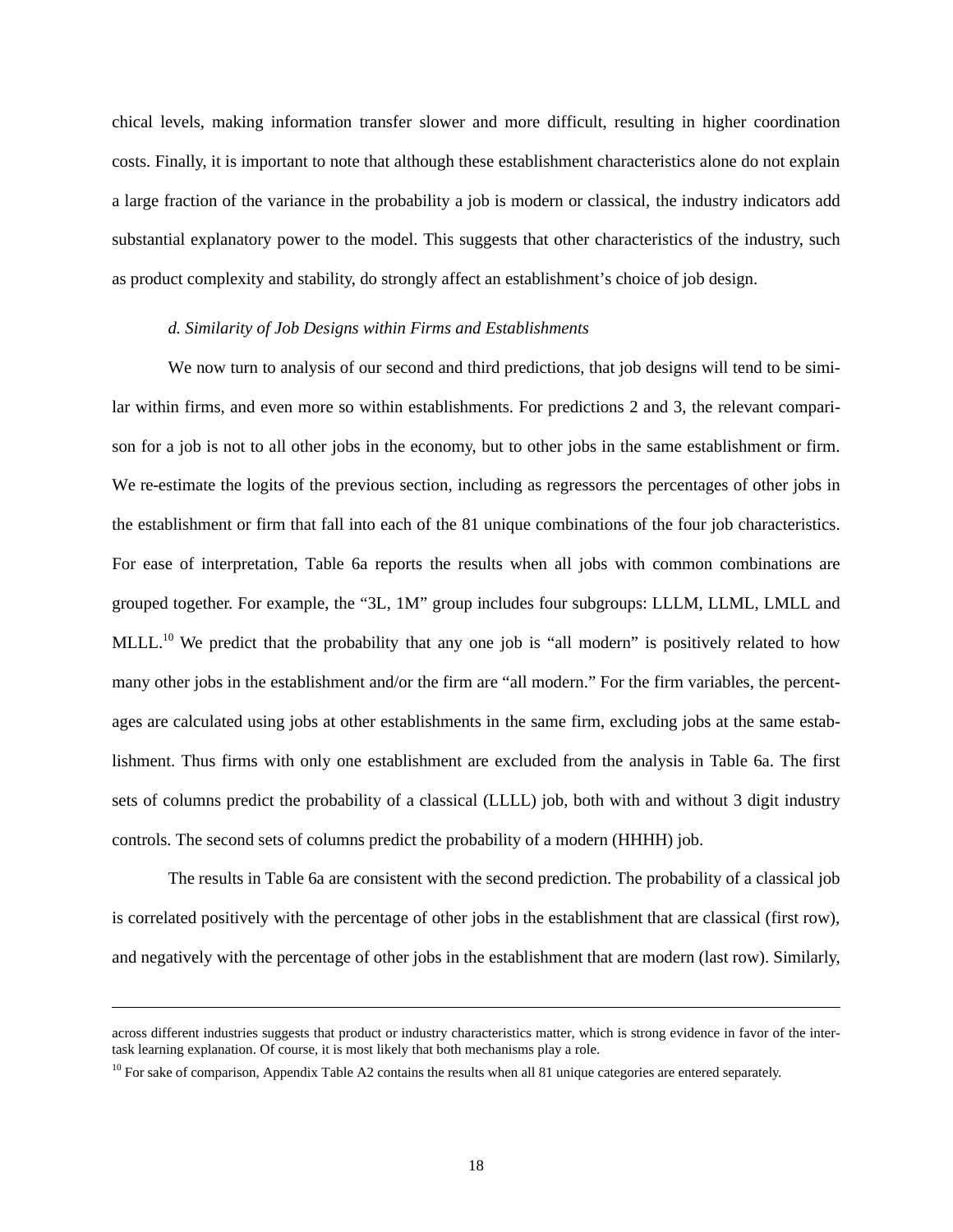chical levels, making information transfer slower and more difficult, resulting in higher coordination costs. Finally, it is important to note that although these establishment characteristics alone do not explain a large fraction of the variance in the probability a job is modern or classical, the industry indicators add substantial explanatory power to the model. This suggests that other characteristics of the industry, such as product complexity and stability, do strongly affect an establishment's choice of job design.

### *d. Similarity of Job Designs within Firms and Establishments*

We now turn to analysis of our second and third predictions, that job designs will tend to be similar within firms, and even more so within establishments. For predictions 2 and 3, the relevant comparison for a job is not to all other jobs in the economy, but to other jobs in the same establishment or firm. We re-estimate the logits of the previous section, including as regressors the percentages of other jobs in the establishment or firm that fall into each of the 81 unique combinations of the four job characteristics. For ease of interpretation, Table 6a reports the results when all jobs with common combinations are grouped together. For example, the "3L, 1M" group includes four subgroups: LLLM, LLML, LMLL and MLLL.[10] We predict that the probability that any one job is "all modern" is positively related to how many other jobs in the establishment and/or the firm are "all modern." For the firm variables, the percentages are calculated using jobs at other establishments in the same firm, excluding jobs at the same establishment. Thus firms with only one establishment are excluded from the analysis in Table 6a. The first sets of columns predict the probability of a classical (LLLL) job, both with and without 3 digit industry controls. The second sets of columns predict the probability of a modern (HHHH) job.

The results in Table 6a are consistent with the second prediction. The probability of a classical job is correlated positively with the percentage of other jobs in the establishment that are classical (first row), and negatively with the percentage of other jobs in the establishment that are modern (last row). Similarly,

---

across different industries suggests that product or industry characteristics matter, which is strong evidence in favor of the inter-task learning explanation. Of course, it is most likely that both mechanisms play a role.

[10] For sake of comparison, Appendix Table A2 contains the results when all 81 unique categories are entered separately.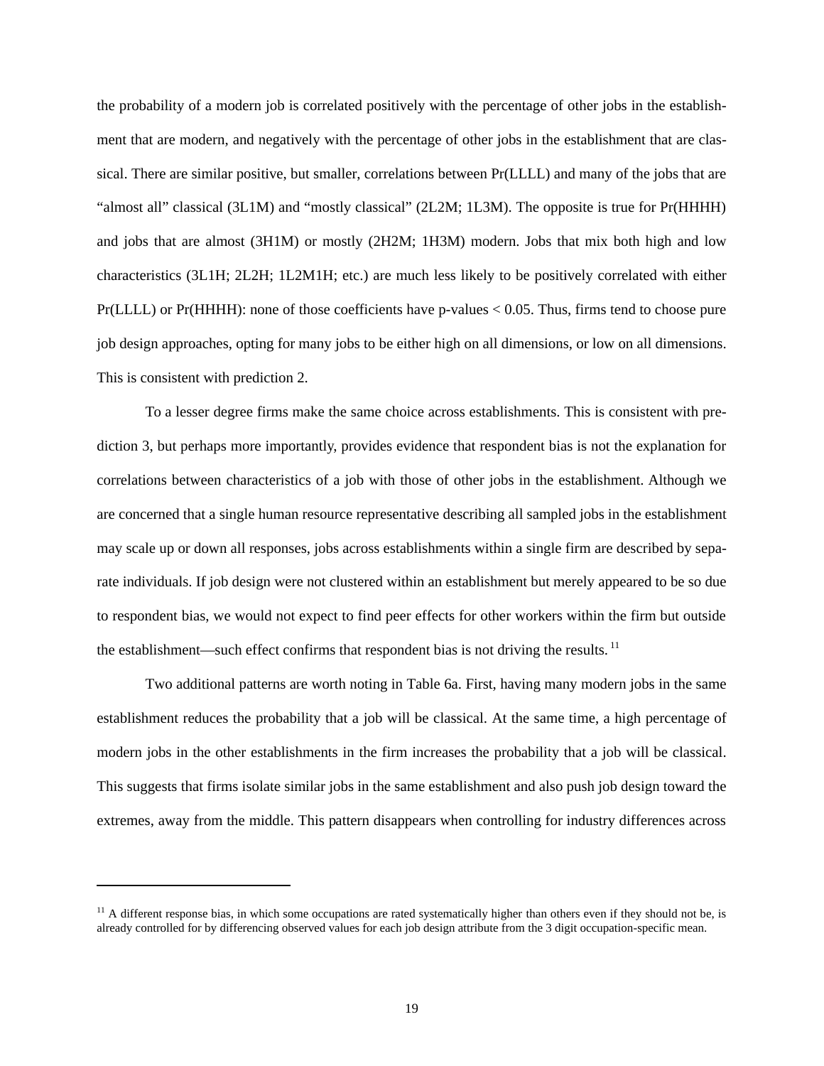the probability of a modern job is correlated positively with the percentage of other jobs in the establishment that are modern, and negatively with the percentage of other jobs in the establishment that are classical. There are similar positive, but smaller, correlations between Pr(LLLL) and many of the jobs that are "almost all" classical (3L1M) and "mostly classical" (2L2M; 1L3M). The opposite is true for Pr(HHHH) and jobs that are almost (3H1M) or mostly (2H2M; 1H3M) modern. Jobs that mix both high and low characteristics (3L1H; 2L2H; 1L2M1H; etc.) are much less likely to be positively correlated with either Pr(LLLL) or Pr(HHHH): none of those coefficients have p-values $< 0.05$. Thus, firms tend to choose pure job design approaches, opting for many jobs to be either high on all dimensions, or low on all dimensions. This is consistent with prediction 2.

To a lesser degree firms make the same choice across establishments. This is consistent with prediction 3, but perhaps more importantly, provides evidence that respondent bias is not the explanation for correlations between characteristics of a job with those of other jobs in the establishment. Although we are concerned that a single human resource representative describing all sampled jobs in the establishment may scale up or down all responses, jobs across establishments within a single firm are described by separate individuals. If job design were not clustered within an establishment but merely appeared to be so due to respondent bias, we would not expect to find peer effects for other workers within the firm but outside the establishment—such effect confirms that respondent bias is not driving the results.[11]

Two additional patterns are worth noting in Table 6a. First, having many modern jobs in the same establishment reduces the probability that a job will be classical. At the same time, a high percentage of modern jobs in the other establishments in the firm increases the probability that a job will be classical. This suggests that firms isolate similar jobs in the same establishment and also push job design toward the extremes, away from the middle. This pattern disappears when controlling for industry differences across

[11] A different response bias, in which some occupations are rated systematically higher than others even if they should not be, is already controlled for by differencing observed values for each job design attribute from the 3 digit occupation-specific mean.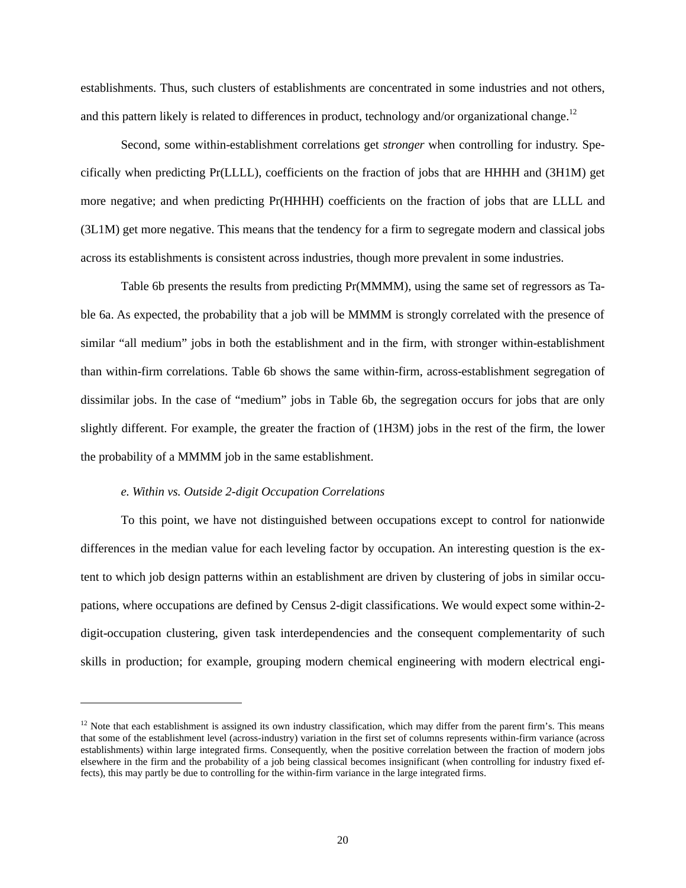establishments. Thus, such clusters of establishments are concentrated in some industries and not others, and this pattern likely is related to differences in product, technology and/or organizational change.[12]

Second, some within-establishment correlations get *stronger* when controlling for industry. Specifically when predicting Pr(LLLL), coefficients on the fraction of jobs that are HHHH and (3H1M) get more negative; and when predicting Pr(HHHH) coefficients on the fraction of jobs that are LLLL and (3L1M) get more negative. This means that the tendency for a firm to segregate modern and classical jobs across its establishments is consistent across industries, though more prevalent in some industries.

Table 6b presents the results from predicting Pr(MMMM), using the same set of regressors as Table 6a. As expected, the probability that a job will be MMMM is strongly correlated with the presence of similar "all medium" jobs in both the establishment and in the firm, with stronger within-establishment than within-firm correlations. Table 6b shows the same within-firm, across-establishment segregation of dissimilar jobs. In the case of "medium" jobs in Table 6b, the segregation occurs for jobs that are only slightly different. For example, the greater the fraction of (1H3M) jobs in the rest of the firm, the lower the probability of a MMMM job in the same establishment.

*e. Within vs. Outside 2-digit Occupation Correlations*

To this point, we have not distinguished between occupations except to control for nationwide differences in the median value for each leveling factor by occupation. An interesting question is the extent to which job design patterns within an establishment are driven by clustering of jobs in similar occupations, where occupations are defined by Census 2-digit classifications. We would expect some within-2-digit-occupation clustering, given task interdependencies and the consequent complementarity of such skills in production; for example, grouping modern chemical engineering with modern electrical engi-

---

[12] Note that each establishment is assigned its own industry classification, which may differ from the parent firm's. This means that some of the establishment level (across-industry) variation in the first set of columns represents within-firm variance (across establishments) within large integrated firms. Consequently, when the positive correlation between the fraction of modern jobs elsewhere in the firm and the probability of a job being classical becomes insignificant (when controlling for industry fixed effects), this may partly be due to controlling for the within-firm variance in the large integrated firms.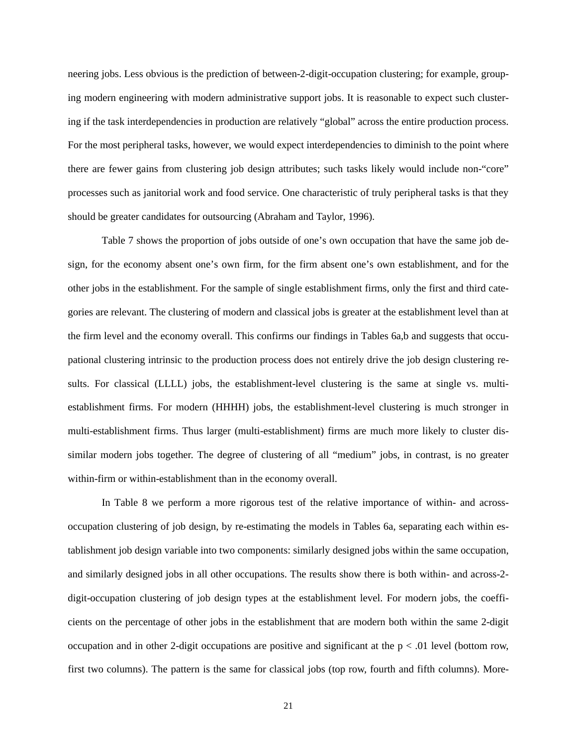neering jobs. Less obvious is the prediction of between-2-digit-occupation clustering; for example, grouping modern engineering with modern administrative support jobs. It is reasonable to expect such clustering if the task interdependencies in production are relatively "global" across the entire production process. For the most peripheral tasks, however, we would expect interdependencies to diminish to the point where there are fewer gains from clustering job design attributes; such tasks likely would include non-"core" processes such as janitorial work and food service. One characteristic of truly peripheral tasks is that they should be greater candidates for outsourcing (Abraham and Taylor, 1996).

Table 7 shows the proportion of jobs outside of one's own occupation that have the same job design, for the economy absent one's own firm, for the firm absent one's own establishment, and for the other jobs in the establishment. For the sample of single establishment firms, only the first and third categories are relevant. The clustering of modern and classical jobs is greater at the establishment level than at the firm level and the economy overall. This confirms our findings in Tables 6a,b and suggests that occupational clustering intrinsic to the production process does not entirely drive the job design clustering results. For classical (LLLL) jobs, the establishment-level clustering is the same at single vs. multi-establishment firms. For modern (HHHH) jobs, the establishment-level clustering is much stronger in multi-establishment firms. Thus larger (multi-establishment) firms are much more likely to cluster dissimilar modern jobs together. The degree of clustering of all "medium" jobs, in contrast, is no greater within-firm or within-establishment than in the economy overall.

In Table 8 we perform a more rigorous test of the relative importance of within- and across-occupation clustering of job design, by re-estimating the models in Tables 6a, separating each within establishment job design variable into two components: similarly designed jobs within the same occupation, and similarly designed jobs in all other occupations. The results show there is both within- and across-2-digit-occupation clustering of job design types at the establishment level. For modern jobs, the coefficients on the percentage of other jobs in the establishment that are modern both within the same 2-digit occupation and in other 2-digit occupations are positive and significant at the $p < .01$ level (bottom row, first two columns). The pattern is the same for classical jobs (top row, fourth and fifth columns). More-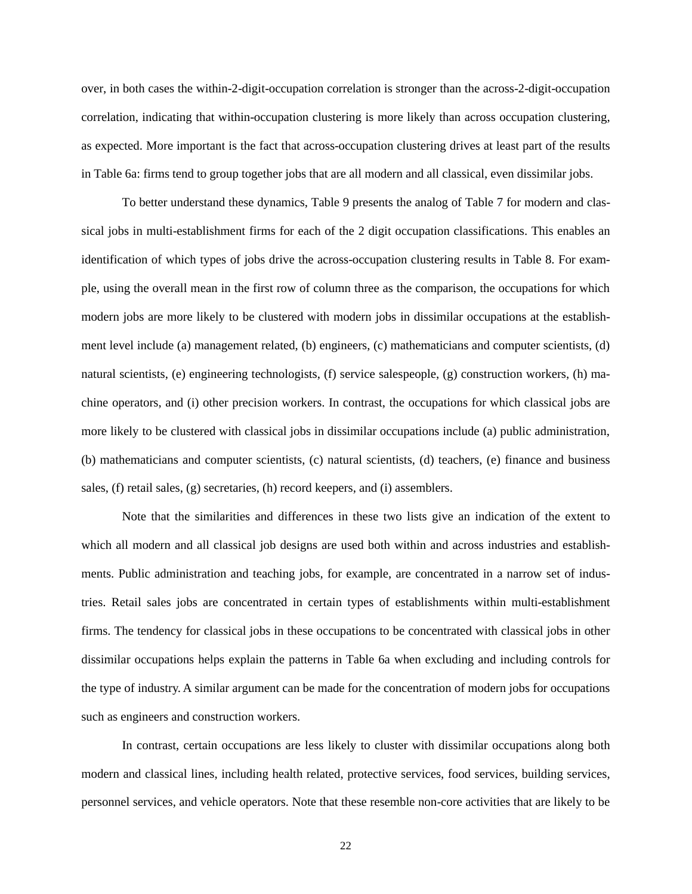over, in both cases the within-2-digit-occupation correlation is stronger than the across-2-digit-occupation correlation, indicating that within-occupation clustering is more likely than across occupation clustering, as expected. More important is the fact that across-occupation clustering drives at least part of the results in Table 6a: firms tend to group together jobs that are all modern and all classical, even dissimilar jobs.

To better understand these dynamics, Table 9 presents the analog of Table 7 for modern and classical jobs in multi-establishment firms for each of the 2 digit occupation classifications. This enables an identification of which types of jobs drive the across-occupation clustering results in Table 8. For example, using the overall mean in the first row of column three as the comparison, the occupations for which modern jobs are more likely to be clustered with modern jobs in dissimilar occupations at the establishment level include (a) management related, (b) engineers, (c) mathematicians and computer scientists, (d) natural scientists, (e) engineering technologists, (f) service salespeople, (g) construction workers, (h) machine operators, and (i) other precision workers. In contrast, the occupations for which classical jobs are more likely to be clustered with classical jobs in dissimilar occupations include (a) public administration, (b) mathematicians and computer scientists, (c) natural scientists, (d) teachers, (e) finance and business sales, (f) retail sales, (g) secretaries, (h) record keepers, and (i) assemblers.

Note that the similarities and differences in these two lists give an indication of the extent to which all modern and all classical job designs are used both within and across industries and establishments. Public administration and teaching jobs, for example, are concentrated in a narrow set of industries. Retail sales jobs are concentrated in certain types of establishments within multi-establishment firms. The tendency for classical jobs in these occupations to be concentrated with classical jobs in other dissimilar occupations helps explain the patterns in Table 6a when excluding and including controls for the type of industry. A similar argument can be made for the concentration of modern jobs for occupations such as engineers and construction workers.

In contrast, certain occupations are less likely to cluster with dissimilar occupations along both modern and classical lines, including health related, protective services, food services, building services, personnel services, and vehicle operators. Note that these resemble non-core activities that are likely to be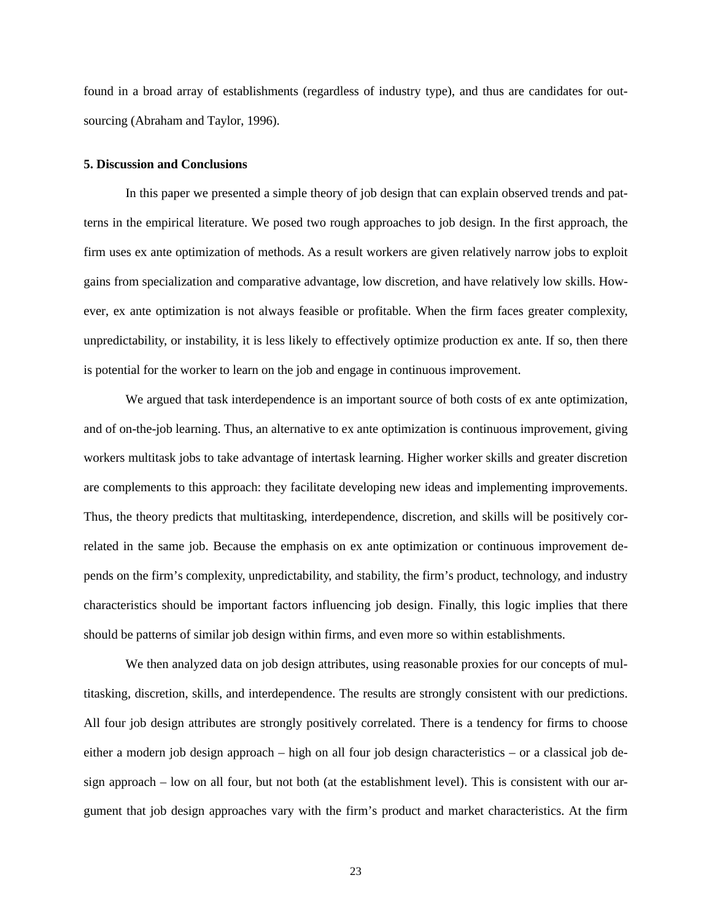found in a broad array of establishments (regardless of industry type), and thus are candidates for outsourcing (Abraham and Taylor, 1996).

### 5. Discussion and Conclusions

In this paper we presented a simple theory of job design that can explain observed trends and patterns in the empirical literature. We posed two rough approaches to job design. In the first approach, the firm uses ex ante optimization of methods. As a result workers are given relatively narrow jobs to exploit gains from specialization and comparative advantage, low discretion, and have relatively low skills. However, ex ante optimization is not always feasible or profitable. When the firm faces greater complexity, unpredictability, or instability, it is less likely to effectively optimize production ex ante. If so, then there is potential for the worker to learn on the job and engage in continuous improvement.

We argued that task interdependence is an important source of both costs of ex ante optimization, and of on-the-job learning. Thus, an alternative to ex ante optimization is continuous improvement, giving workers multitask jobs to take advantage of intertask learning. Higher worker skills and greater discretion are complements to this approach: they facilitate developing new ideas and implementing improvements. Thus, the theory predicts that multitasking, interdependence, discretion, and skills will be positively correlated in the same job. Because the emphasis on ex ante optimization or continuous improvement depends on the firm's complexity, unpredictability, and stability, the firm's product, technology, and industry characteristics should be important factors influencing job design. Finally, this logic implies that there should be patterns of similar job design within firms, and even more so within establishments.

We then analyzed data on job design attributes, using reasonable proxies for our concepts of multitasking, discretion, skills, and interdependence. The results are strongly consistent with our predictions. All four job design attributes are strongly positively correlated. There is a tendency for firms to choose either a modern job design approach – high on all four job design characteristics – or a classical job design approach – low on all four, but not both (at the establishment level). This is consistent with our argument that job design approaches vary with the firm's product and market characteristics. At the firm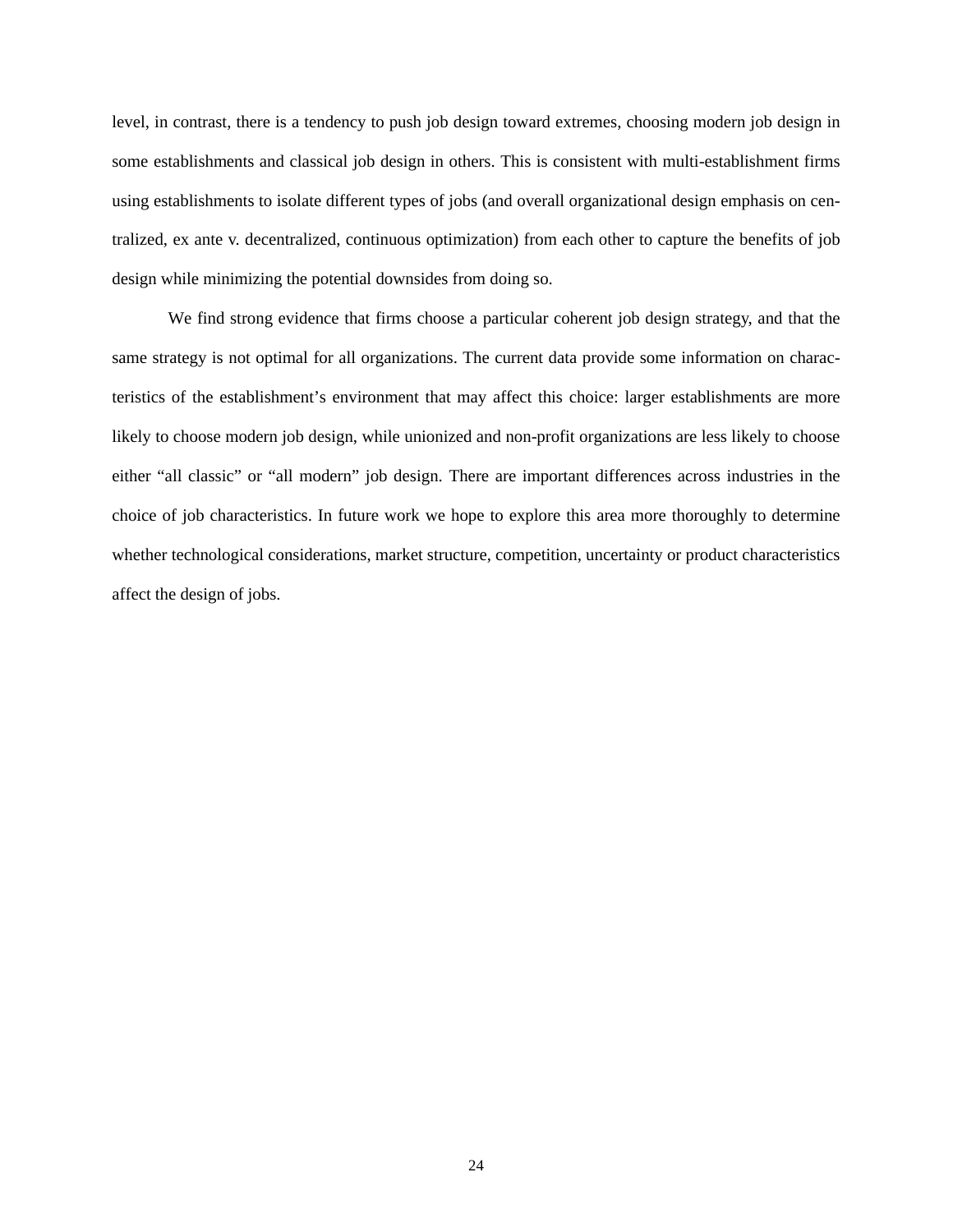level, in contrast, there is a tendency to push job design toward extremes, choosing modern job design in some establishments and classical job design in others. This is consistent with multi-establishment firms using establishments to isolate different types of jobs (and overall organizational design emphasis on centralized, ex ante v. decentralized, continuous optimization) from each other to capture the benefits of job design while minimizing the potential downsides from doing so.

We find strong evidence that firms choose a particular coherent job design strategy, and that the same strategy is not optimal for all organizations. The current data provide some information on characteristics of the establishment's environment that may affect this choice: larger establishments are more likely to choose modern job design, while unionized and non-profit organizations are less likely to choose either "all classic" or "all modern" job design. There are important differences across industries in the choice of job characteristics. In future work we hope to explore this area more thoroughly to determine whether technological considerations, market structure, competition, uncertainty or product characteristics affect the design of jobs.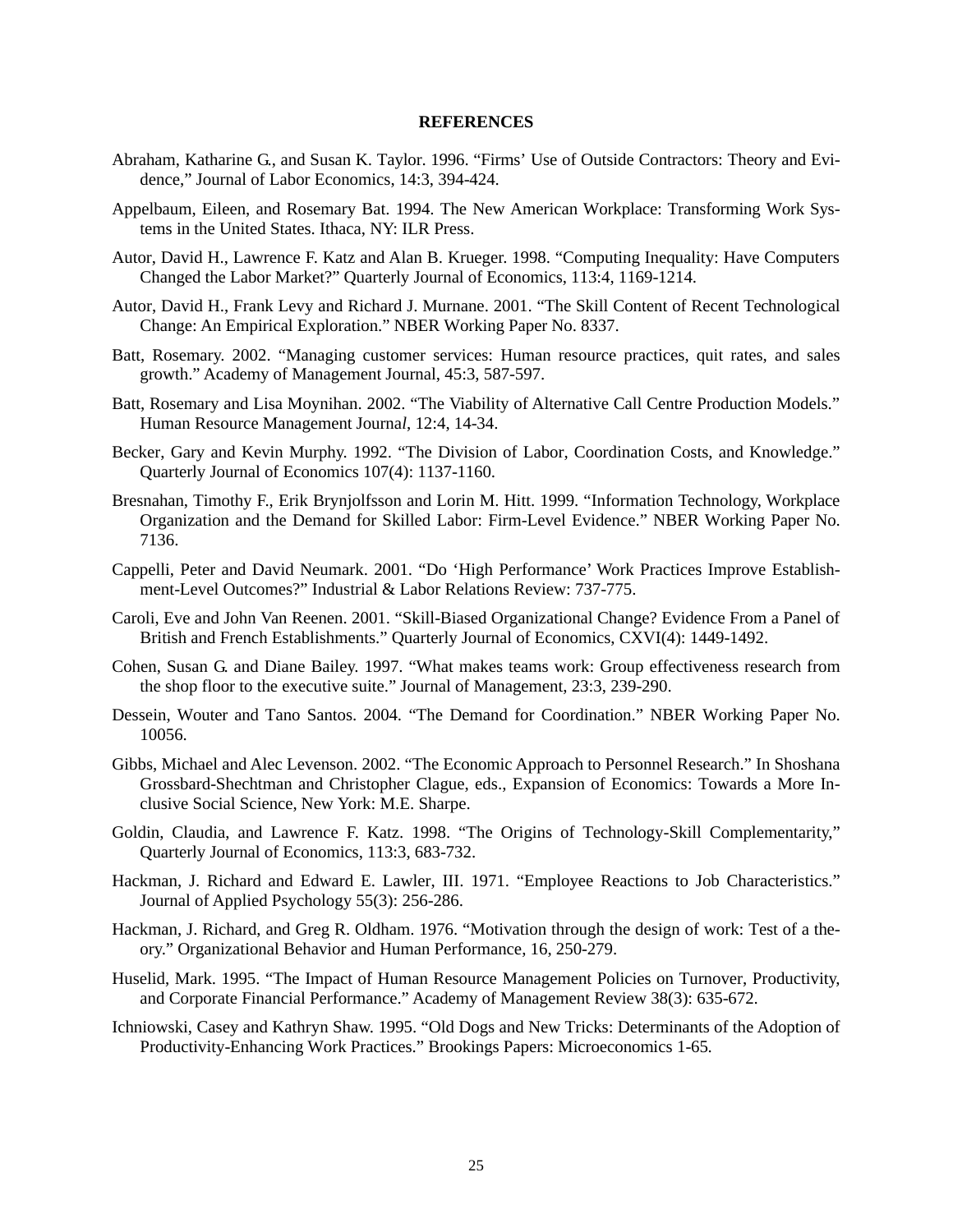## REFERENCES

Abraham, Katharine G., and Susan K. Taylor. 1996. "Firms' Use of Outside Contractors: Theory and Evidence," Journal of Labor Economics, 14:3, 394-424.

Appelbaum, Eileen, and Rosemary Bat. 1994. The New American Workplace: Transforming Work Systems in the United States. Ithaca, NY: ILR Press.

Autor, David H., Lawrence F. Katz and Alan B. Krueger. 1998. "Computing Inequality: Have Computers Changed the Labor Market?" Quarterly Journal of Economics, 113:4, 1169-1214.

Autor, David H., Frank Levy and Richard J. Murnane. 2001. "The Skill Content of Recent Technological Change: An Empirical Exploration." NBER Working Paper No. 8337.

Batt, Rosemary. 2002. "Managing customer services: Human resource practices, quit rates, and sales growth." Academy of Management Journal, 45:3, 587-597.

Batt, Rosemary and Lisa Moynihan. 2002. "The Viability of Alternative Call Centre Production Models." Human Resource Management Journal, 12:4, 14-34.

Becker, Gary and Kevin Murphy. 1992. "The Division of Labor, Coordination Costs, and Knowledge." Quarterly Journal of Economics 107(4): 1137-1160.

Bresnahan, Timothy F., Erik Brynjolfsson and Lorin M. Hitt. 1999. "Information Technology, Workplace Organization and the Demand for Skilled Labor: Firm-Level Evidence." NBER Working Paper No. 7136.

Cappelli, Peter and David Neumark. 2001. "Do 'High Performance' Work Practices Improve Establishment-Level Outcomes?" Industrial & Labor Relations Review: 737-775.

Caroli, Eve and John Van Reenen. 2001. "Skill-Biased Organizational Change? Evidence From a Panel of British and French Establishments." Quarterly Journal of Economics, CXVI(4): 1449-1492.

Cohen, Susan G. and Diane Bailey. 1997. "What makes teams work: Group effectiveness research from the shop floor to the executive suite." Journal of Management, 23:3, 239-290.

Dessein, Wouter and Tano Santos. 2004. "The Demand for Coordination." NBER Working Paper No. 10056.

Gibbs, Michael and Alec Levenson. 2002. "The Economic Approach to Personnel Research." In Shoshana Grossbard-Shechtman and Christopher Clague, eds., Expansion of Economics: Towards a More Inclusive Social Science, New York: M.E. Sharpe.

Goldin, Claudia, and Lawrence F. Katz. 1998. "The Origins of Technology-Skill Complementarity," Quarterly Journal of Economics, 113:3, 683-732.

Hackman, J. Richard and Edward E. Lawler, III. 1971. "Employee Reactions to Job Characteristics." Journal of Applied Psychology 55(3): 256-286.

Hackman, J. Richard, and Greg R. Oldham. 1976. "Motivation through the design of work: Test of a theory." Organizational Behavior and Human Performance, 16, 250-279.

Huselid, Mark. 1995. "The Impact of Human Resource Management Policies on Turnover, Productivity, and Corporate Financial Performance." Academy of Management Review 38(3): 635-672.

Ichniowski, Casey and Kathryn Shaw. 1995. "Old Dogs and New Tricks: Determinants of the Adoption of Productivity-Enhancing Work Practices." Brookings Papers: Microeconomics 1-65.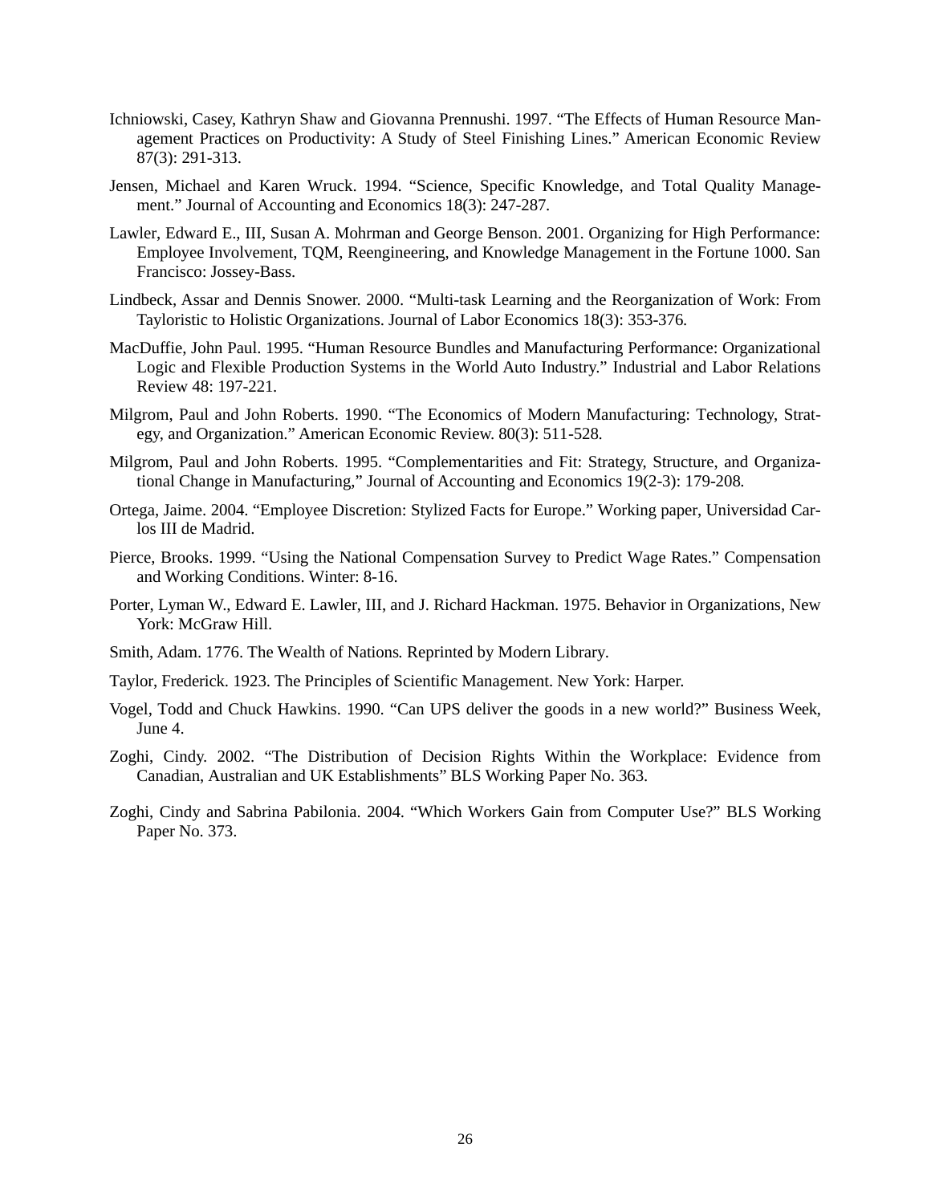Ichniowski, Casey, Kathryn Shaw and Giovanna Prennushi. 1997. "The Effects of Human Resource Management Practices on Productivity: A Study of Steel Finishing Lines." American Economic Review 87(3): 291-313.

Jensen, Michael and Karen Wruck. 1994. "Science, Specific Knowledge, and Total Quality Management." Journal of Accounting and Economics 18(3): 247-287.

Lawler, Edward E., III, Susan A. Mohrman and George Benson. 2001. Organizing for High Performance: Employee Involvement, TQM, Reengineering, and Knowledge Management in the Fortune 1000. San Francisco: Jossey-Bass.

Lindbeck, Assar and Dennis Snower. 2000. "Multi-task Learning and the Reorganization of Work: From Tayloristic to Holistic Organizations. Journal of Labor Economics 18(3): 353-376.

MacDuffie, John Paul. 1995. "Human Resource Bundles and Manufacturing Performance: Organizational Logic and Flexible Production Systems in the World Auto Industry." Industrial and Labor Relations Review 48: 197-221.

Milgrom, Paul and John Roberts. 1990. "The Economics of Modern Manufacturing: Technology, Strategy, and Organization." American Economic Review. 80(3): 511-528.

Milgrom, Paul and John Roberts. 1995. "Complementarities and Fit: Strategy, Structure, and Organizational Change in Manufacturing," Journal of Accounting and Economics 19(2-3): 179-208.

Ortega, Jaime. 2004. "Employee Discretion: Stylized Facts for Europe." Working paper, Universidad Carlos III de Madrid.

Pierce, Brooks. 1999. "Using the National Compensation Survey to Predict Wage Rates." Compensation and Working Conditions. Winter: 8-16.

Porter, Lyman W., Edward E. Lawler, III, and J. Richard Hackman. 1975. Behavior in Organizations, New York: McGraw Hill.

Smith, Adam. 1776. The Wealth of Nations. Reprinted by Modern Library.

Taylor, Frederick. 1923. The Principles of Scientific Management. New York: Harper.

Vogel, Todd and Chuck Hawkins. 1990. "Can UPS deliver the goods in a new world?" Business Week, June 4.

Zoghi, Cindy. 2002. "The Distribution of Decision Rights Within the Workplace: Evidence from Canadian, Australian and UK Establishments" BLS Working Paper No. 363.

Zoghi, Cindy and Sabrina Pabilonia. 2004. "Which Workers Gain from Computer Use?" BLS Working Paper No. 373.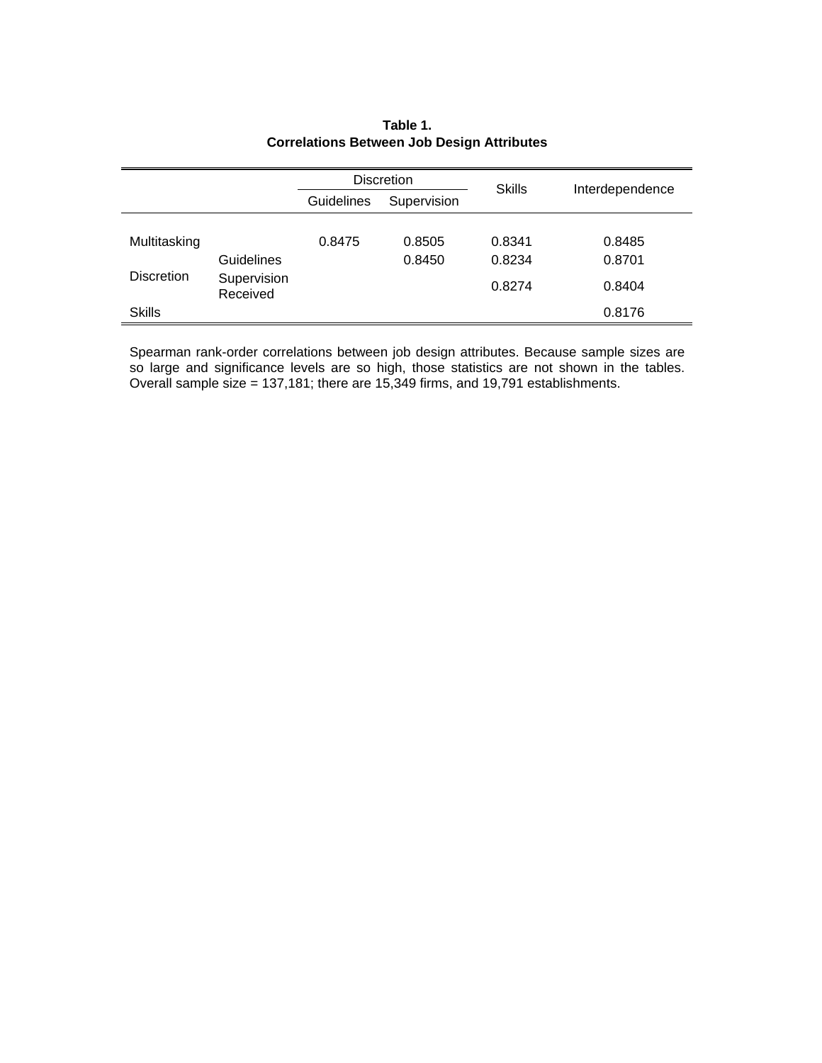**Table 1.**
**Correlations Between Job Design Attributes**

| | | Discretion | | Skills | Interdependence |
|---|---|---|---|---|---|
| | | Guidelines | Supervision | | |
| Multitasking | | 0.8475 | 0.8505 | 0.8341 | 0.8485 |
| Discretion | Guidelines | | 0.8450 | 0.8234 | 0.8701 |
| | Supervision Received | | | 0.8274 | 0.8404 |
| Skills | | | | | 0.8176 |

Spearman rank-order correlations between job design attributes. Because sample sizes are so large and significance levels are so high, those statistics are not shown in the tables. Overall sample size = 137,181; there are 15,349 firms, and 19,791 establishments.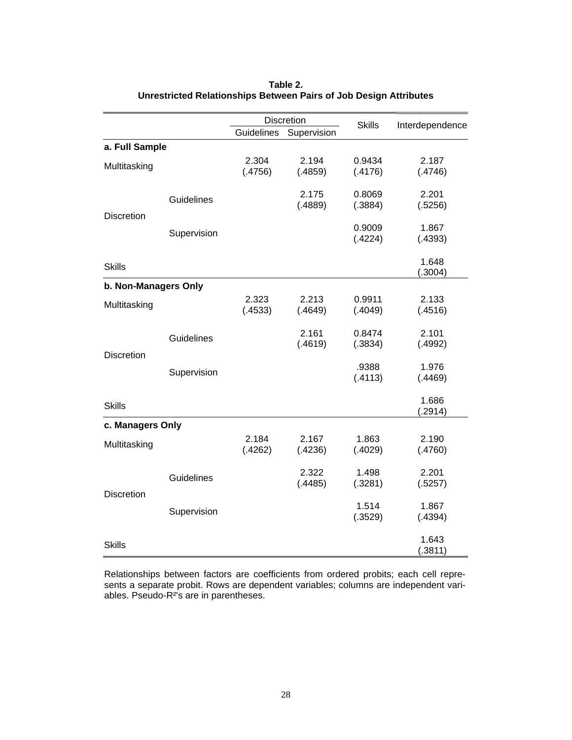**Table 2.**
**Unrestricted Relationships Between Pairs of Job Design Attributes**

| | | Discretion | | Skills | Interdependence |
|---|---|---|---|---|---|
| | | Guidelines | Supervision | | |
| **a. Full Sample** | | | | | |
| Multitasking | | 2.304 (.4756) | 2.194 (.4859) | 0.9434 (.4176) | 2.187 (.4746) |
| Discretion | Guidelines | | 2.175 (.4889) | 0.8069 (.3884) | 2.201 (.5256) |
| | Supervision | | | 0.9009 (.4224) | 1.867 (.4393) |
| Skills | | | | | 1.648 (.3004) |
| **b. Non-Managers Only** | | | | | |
| Multitasking | | 2.323 (.4533) | 2.213 (.4649) | 0.9911 (.4049) | 2.133 (.4516) |
| Discretion | Guidelines | | 2.161 (.4619) | 0.8474 (.3834) | 2.101 (.4992) |
| | Supervision | | | .9388 (.4113) | 1.976 (.4469) |
| Skills | | | | | 1.686 (.2914) |
| **c. Managers Only** | | | | | |
| Multitasking | | 2.184 (.4262) | 2.167 (.4236) | 1.863 (.4029) | 2.190 (.4760) |
| Discretion | Guidelines | | 2.322 (.4485) | 1.498 (.3281) | 2.201 (.5257) |
| | Supervision | | | 1.514 (.3529) | 1.867 (.4394) |
| Skills | | | | | 1.643 (.3811) |

Relationships between factors are coefficients from ordered probits; each cell represents a separate probit. Rows are dependent variables; columns are independent variables. Pseudo-$R^2$'s are in parentheses.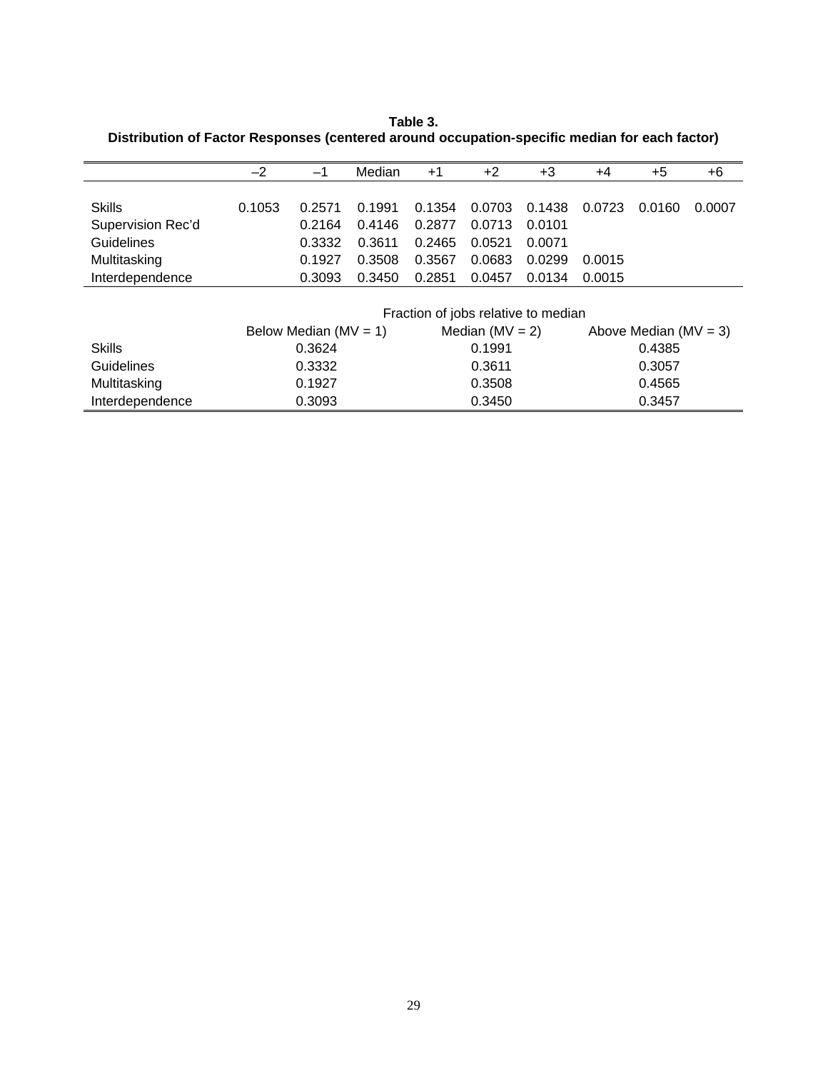**Table 3.**
**Distribution of Factor Responses (centered around occupation-specific median for each factor)**

| | –2 | –1 | Median | +1 | +2 | +3 | +4 | +5 | +6 |
|---|---|---|---|---|---|---|---|---|---|
| Skills | 0.1053 | 0.2571 | 0.1991 | 0.1354 | 0.0703 | 0.1438 | 0.0723 | 0.0160 | 0.0007 |
| Supervision Rec'd | | 0.2164 | 0.4146 | 0.2877 | 0.0713 | 0.0101 | | | |
| Guidelines | | 0.3332 | 0.3611 | 0.2465 | 0.0521 | 0.0071 | | | |
| Multitasking | | 0.1927 | 0.3508 | 0.3567 | 0.0683 | 0.0299 | 0.0015 | | |
| Interdependence | | 0.3093 | 0.3450 | 0.2851 | 0.0457 | 0.0134 | 0.0015 | | |

| | Fraction of jobs relative to median | | |
|---|---|---|---|
| | Below Median (MV = 1) | Median (MV = 2) | Above Median (MV = 3) |
| Skills | 0.3624 | 0.1991 | 0.4385 |
| Guidelines | 0.3332 | 0.3611 | 0.3057 |
| Multitasking | 0.1927 | 0.3508 | 0.4565 |
| Interdependence | 0.3093 | 0.3450 | 0.3457 |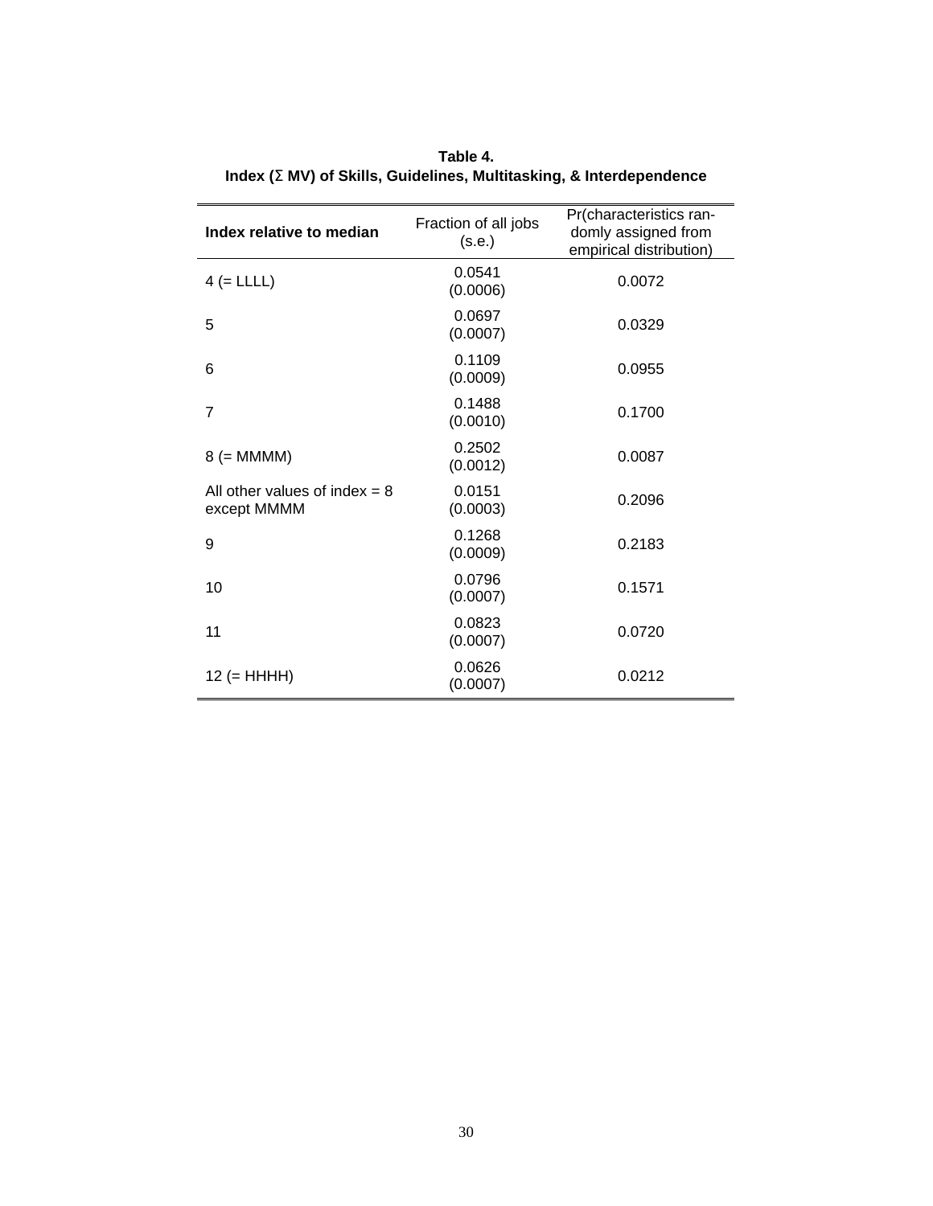**Table 4.**
**Index (Σ MV) of Skills, Guidelines, Multitasking, & Interdependence**

| **Index relative to median** | Fraction of all jobs (s.e.) | Pr(characteristics randomly assigned from empirical distribution) |
|---|---|---|
| 4 (= LLLL) | 0.0541 (0.0006) | 0.0072 |
| 5 | 0.0697 (0.0007) | 0.0329 |
| 6 | 0.1109 (0.0009) | 0.0955 |
| 7 | 0.1488 (0.0010) | 0.1700 |
| 8 (= MMMM) | 0.2502 (0.0012) | 0.0087 |
| All other values of index = 8 except MMMM | 0.0151 (0.0003) | 0.2096 |
| 9 | 0.1268 (0.0009) | 0.2183 |
| 10 | 0.0796 (0.0007) | 0.1571 |
| 11 | 0.0823 (0.0007) | 0.0720 |
| 12 (= HHHH) | 0.0626 (0.0007) | 0.0212 |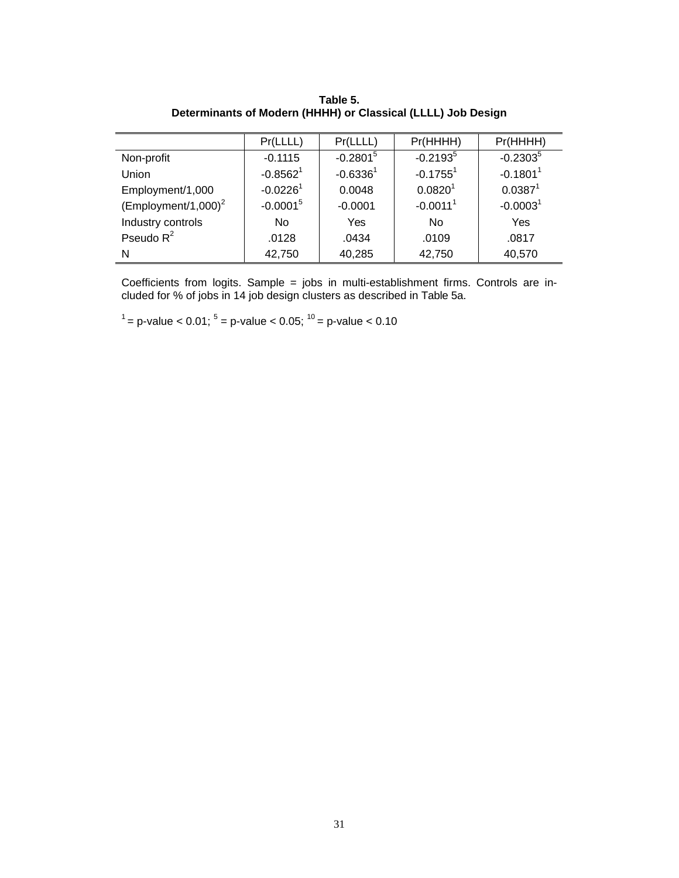**Table 5.**
**Determinants of Modern (HHHH) or Classical (LLLL) Job Design**

| | Pr(LLLL) | Pr(LLLL) | Pr(HHHH) | Pr(HHHH) |
|---|---|---|---|---|
| Non-profit | -0.1115 | -0.2801[5] | -0.2193[5] | -0.2303[5] |
| Union | -0.8562[1] | -0.6336[1] | -0.1755[1] | -0.1801[1] |
| Employment/1,000 | -0.0226[1] | 0.0048 | 0.0820[1] | 0.0387[1] |
| $(\text{Employment}/1{,}000)^2$ | -0.0001[5] | -0.0001 | -0.0011[1] | -0.0003[1] |
| Industry controls | No | Yes | No | Yes |
| Pseudo $R^2$ | .0128 | .0434 | .0109 | .0817 |
| N | 42,750 | 40,285 | 42,750 | 40,570 |

Coefficients from logits. Sample = jobs in multi-establishment firms. Controls are included for % of jobs in 14 job design clusters as described in Table 5a.

[1] = p-value < 0.01; [5] = p-value < 0.05; [10] = p-value < 0.10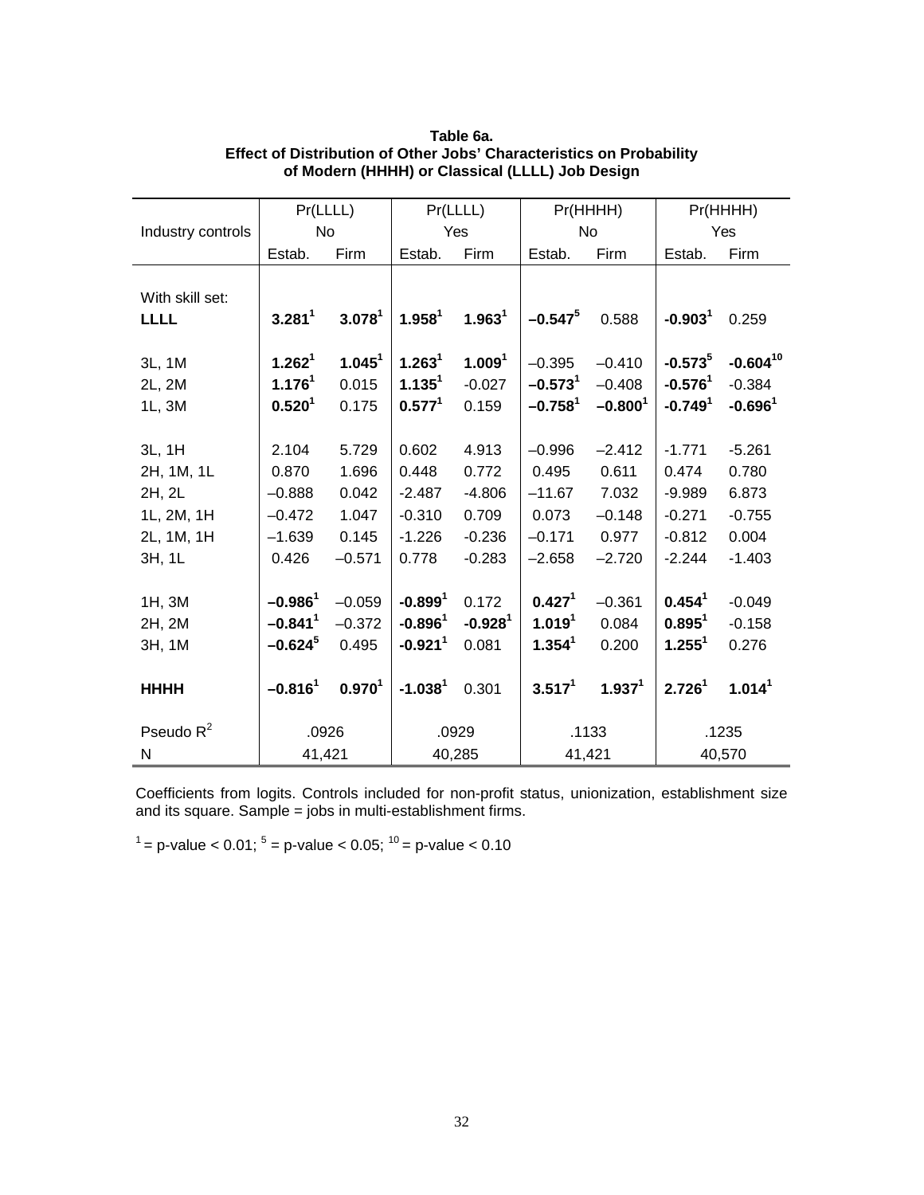**Table 6a.**
**Effect of Distribution of Other Jobs' Characteristics on Probability of Modern (HHHH) or Classical (LLLL) Job Design**

| | Pr(LLLL) | | Pr(LLLL) | | Pr(HHHH) | | Pr(HHHH) | |
|---|---|---|---|---|---|---|---|---|
| Industry controls | No | | Yes | | No | | Yes | |
| | Estab. | Firm | Estab. | Firm | Estab. | Firm | Estab. | Firm |
| With skill set: | | | | | | | | |
| **LLLL** | **3.281[1]** | **3.078[1]** | **1.958[1]** | **1.963[1]** | **–0.547[5]** | 0.588 | **-0.903[1]** | 0.259 |
| 3L, 1M | **1.262[1]** | **1.045[1]** | **1.263[1]** | **1.009[1]** | –0.395 | –0.410 | **-0.573[5]** | **-0.604[10]** |
| 2L, 2M | **1.176[1]** | 0.015 | **1.135[1]** | -0.027 | **–0.573[1]** | –0.408 | **-0.576[1]** | -0.384 |
| 1L, 3M | **0.520[1]** | 0.175 | **0.577[1]** | 0.159 | **–0.758[1]** | **–0.800[1]** | **-0.749[1]** | **-0.696[1]** |
| 3L, 1H | 2.104 | 5.729 | 0.602 | 4.913 | –0.996 | –2.412 | -1.771 | -5.261 |
| 2H, 1M, 1L | 0.870 | 1.696 | 0.448 | 0.772 | 0.495 | 0.611 | 0.474 | 0.780 |
| 2H, 2L | –0.888 | 0.042 | -2.487 | -4.806 | –11.67 | 7.032 | -9.989 | 6.873 |
| 1L, 2M, 1H | –0.472 | 1.047 | -0.310 | 0.709 | 0.073 | –0.148 | -0.271 | -0.755 |
| 2L, 1M, 1H | –1.639 | 0.145 | -1.226 | -0.236 | –0.171 | 0.977 | -0.812 | 0.004 |
| 3H, 1L | 0.426 | –0.571 | 0.778 | -0.283 | –2.658 | –2.720 | -2.244 | -1.403 |
| 1H, 3M | **–0.986[1]** | –0.059 | **-0.899[1]** | 0.172 | **0.427[1]** | –0.361 | **0.454[1]** | -0.049 |
| 2H, 2M | **–0.841[1]** | –0.372 | **-0.896[1]** | **-0.928[1]** | **1.019[1]** | 0.084 | **0.895[1]** | -0.158 |
| 3H, 1M | **–0.624[5]** | 0.495 | **-0.921[1]** | 0.081 | **1.354[1]** | 0.200 | **1.255[1]** | 0.276 |
| **HHHH** | **–0.816[1]** | **0.970[1]** | **-1.038[1]** | 0.301 | **3.517[1]** | **1.937[1]** | **2.726[1]** | **1.014[1]** |
| Pseudo $R^2$ | .0926 | | .0929 | | .1133 | | .1235 | |
| N | 41,421 | | 40,285 | | 41,421 | | 40,570 | |

Coefficients from logits. Controls included for non-profit status, unionization, establishment size and its square. Sample = jobs in multi-establishment firms.

[1] = p-value < 0.01; [5] = p-value < 0.05; [10] = p-value < 0.10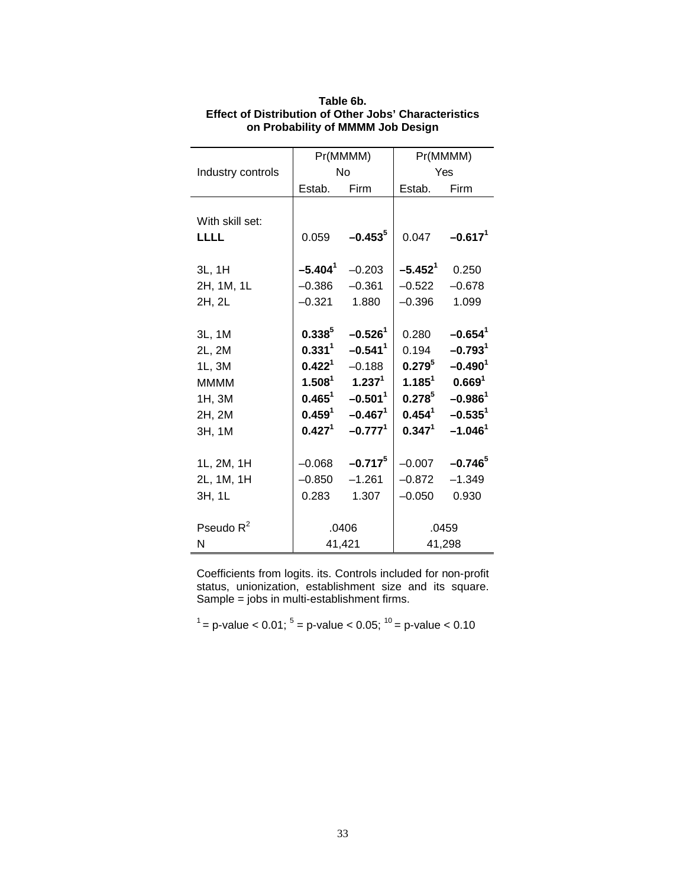**Table 6b.**
**Effect of Distribution of Other Jobs' Characteristics on Probability of MMMM Job Design**

| | Pr(MMMM) | | Pr(MMMM) | |
|---|---|---|---|---|
| Industry controls | No | | Yes | |
| | Estab. | Firm | Estab. | Firm |
| With skill set: | | | | |
| **LLLL** | 0.059 | **–0.453**[5] | 0.047 | **–0.617**[1] |
| 3L, 1H | **–5.404**[1] | –0.203 | **–5.452**[1] | 0.250 |
| 2H, 1M, 1L | –0.386 | –0.361 | –0.522 | –0.678 |
| 2H, 2L | –0.321 | 1.880 | –0.396 | 1.099 |
| 3L, 1M | **0.338**[5] | **–0.526**[1] | 0.280 | **–0.654**[1] |
| 2L, 2M | **0.331**[1] | **–0.541**[1] | 0.194 | **–0.793**[1] |
| 1L, 3M | **0.422**[1] | –0.188 | **0.279**[5] | **–0.490**[1] |
| MMMM | **1.508**[1] | **1.237**[1] | **1.185**[1] | **0.669**[1] |
| 1H, 3M | **0.465**[1] | **–0.501**[1] | **0.278**[5] | **–0.986**[1] |
| 2H, 2M | **0.459**[1] | **–0.467**[1] | **0.454**[1] | **–0.535**[1] |
| 3H, 1M | **0.427**[1] | **–0.777**[1] | **0.347**[1] | **–1.046**[1] |
| 1L, 2M, 1H | –0.068 | **–0.717**[5] | –0.007 | **–0.746**[5] |
| 2L, 1M, 1H | –0.850 | –1.261 | –0.872 | –1.349 |
| 3H, 1L | 0.283 | 1.307 | –0.050 | 0.930 |
| Pseudo $R^2$ | .0406 | | .0459 | |
| N | 41,421 | | 41,298 | |

Coefficients from logits. its. Controls included for non-profit status, unionization, establishment size and its square. Sample = jobs in multi-establishment firms.

[1] = p-value < 0.01; [5] = p-value < 0.05; [10] = p-value < 0.10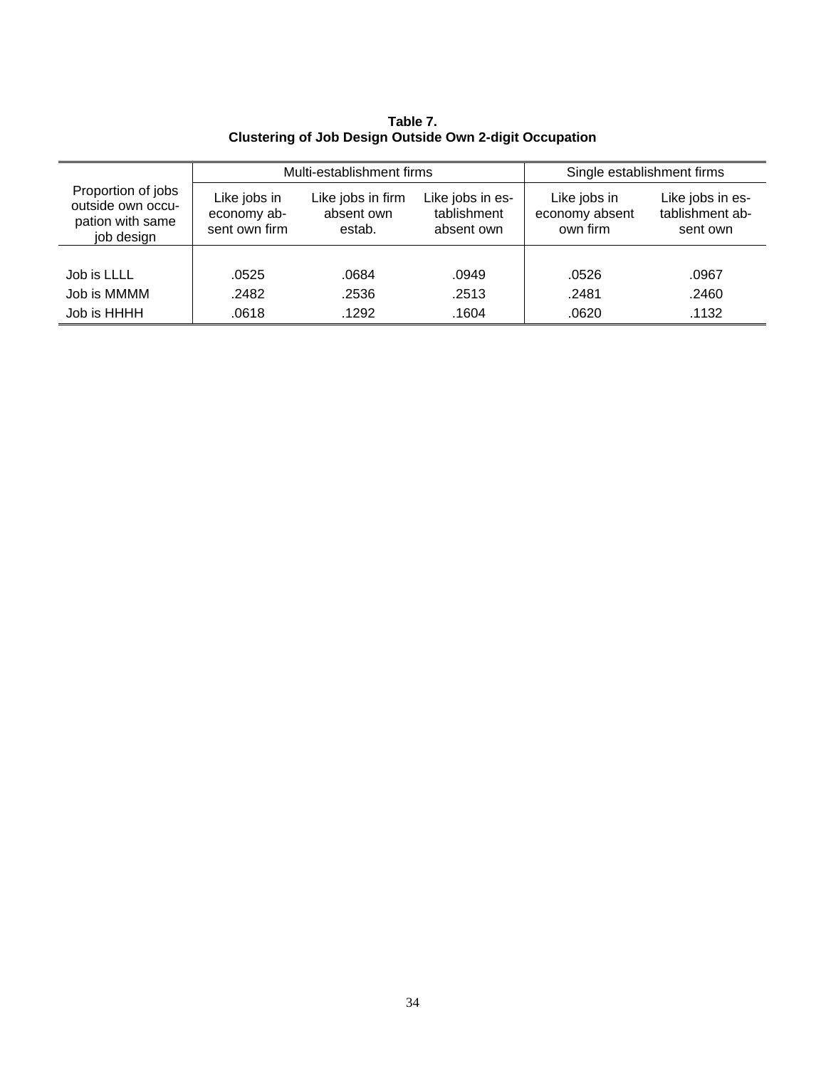**Table 7.**
**Clustering of Job Design Outside Own 2-digit Occupation**

| | Multi-establishment firms | | | Single establishment firms | |
|---|---|---|---|---|---|
| Proportion of jobs outside own occupation with same job design | Like jobs in economy absent own firm | Like jobs in firm absent own estab. | Like jobs in establishment absent own | Like jobs in economy absent own firm | Like jobs in establishment absent own |
| Job is LLLL | .0525 | .0684 | .0949 | .0526 | .0967 |
| Job is MMMM | .2482 | .2536 | .2513 | .2481 | .2460 |
| Job is HHHH | .0618 | .1292 | .1604 | .0620 | .1132 |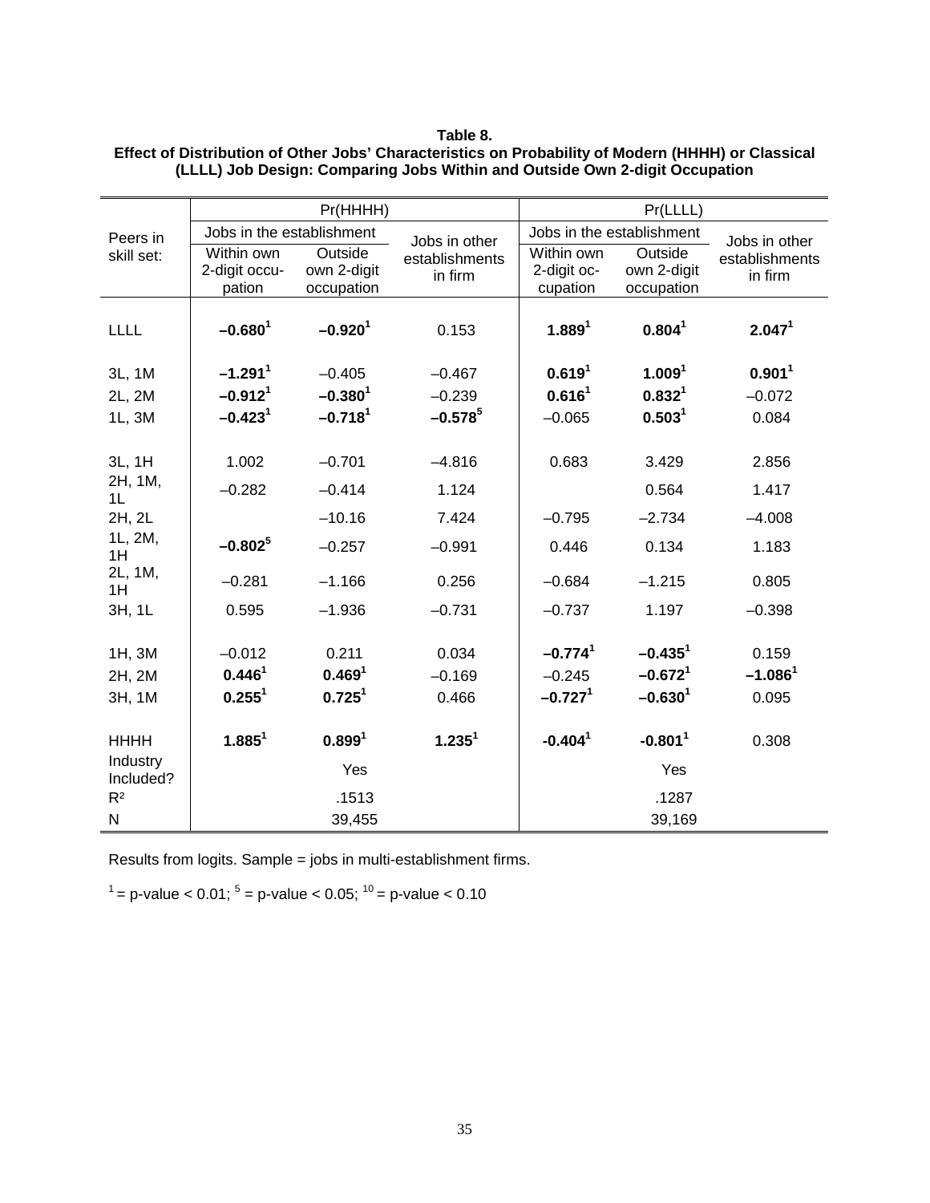**Table 8.**
**Effect of Distribution of Other Jobs' Characteristics on Probability of Modern (HHHH) or Classical (LLLL) Job Design: Comparing Jobs Within and Outside Own 2-digit Occupation**

| Peers in skill set: | Pr(HHHH) | | | Pr(LLLL) | | |
|---|---|---|---|---|---|---|
| | Jobs in the establishment | | Jobs in other establishments in firm | Jobs in the establishment | | Jobs in other establishments in firm |
| | Within own 2-digit occupation | Outside own 2-digit occupation | | Within own 2-digit occupation | Outside own 2-digit occupation | |
| LLLL | **–0.680**[1] | **–0.920**[1] | 0.153 | **1.889**[1] | **0.804**[1] | **2.047**[1] |
| 3L, 1M | **–1.291**[1] | –0.405 | –0.467 | **0.619**[1] | **1.009**[1] | **0.901**[1] |
| 2L, 2M | **–0.912**[1] | **–0.380**[1] | –0.239 | **0.616**[1] | **0.832**[1] | –0.072 |
| 1L, 3M | **–0.423**[1] | **–0.718**[1] | **–0.578**[5] | –0.065 | **0.503**[1] | 0.084 |
| 3L, 1H | 1.002 | –0.701 | –4.816 | 0.683 | 3.429 | 2.856 |
| 2H, 1M, 1L | –0.282 | –0.414 | 1.124 | | 0.564 | 1.417 |
| 2H, 2L | | –10.16 | 7.424 | –0.795 | –2.734 | –4.008 |
| 1L, 2M, 1H | **–0.802**[5] | –0.257 | –0.991 | 0.446 | 0.134 | 1.183 |
| 2L, 1M, 1H | –0.281 | –1.166 | 0.256 | –0.684 | –1.215 | 0.805 |
| 3H, 1L | 0.595 | –1.936 | –0.731 | –0.737 | 1.197 | –0.398 |
| 1H, 3M | –0.012 | 0.211 | 0.034 | **–0.774**[1] | **–0.435**[1] | 0.159 |
| 2H, 2M | **0.446**[1] | **0.469**[1] | –0.169 | –0.245 | **–0.672**[1] | **–1.086**[1] |
| 3H, 1M | **0.255**[1] | **0.725**[1] | 0.466 | **–0.727**[1] | **–0.630**[1] | 0.095 |
| HHHH | **1.885**[1] | **0.899**[1] | **1.235**[1] | **-0.404**[1] | **-0.801**[1] | 0.308 |
| Industry Included? | | Yes | | | Yes | |
| $R^2$ | | .1513 | | | .1287 | |
| N | | 39,455 | | | 39,169 | |

Results from logits. Sample = jobs in multi-establishment firms.

[1] = p-value < 0.01; [5] = p-value < 0.05; [10] = p-value < 0.10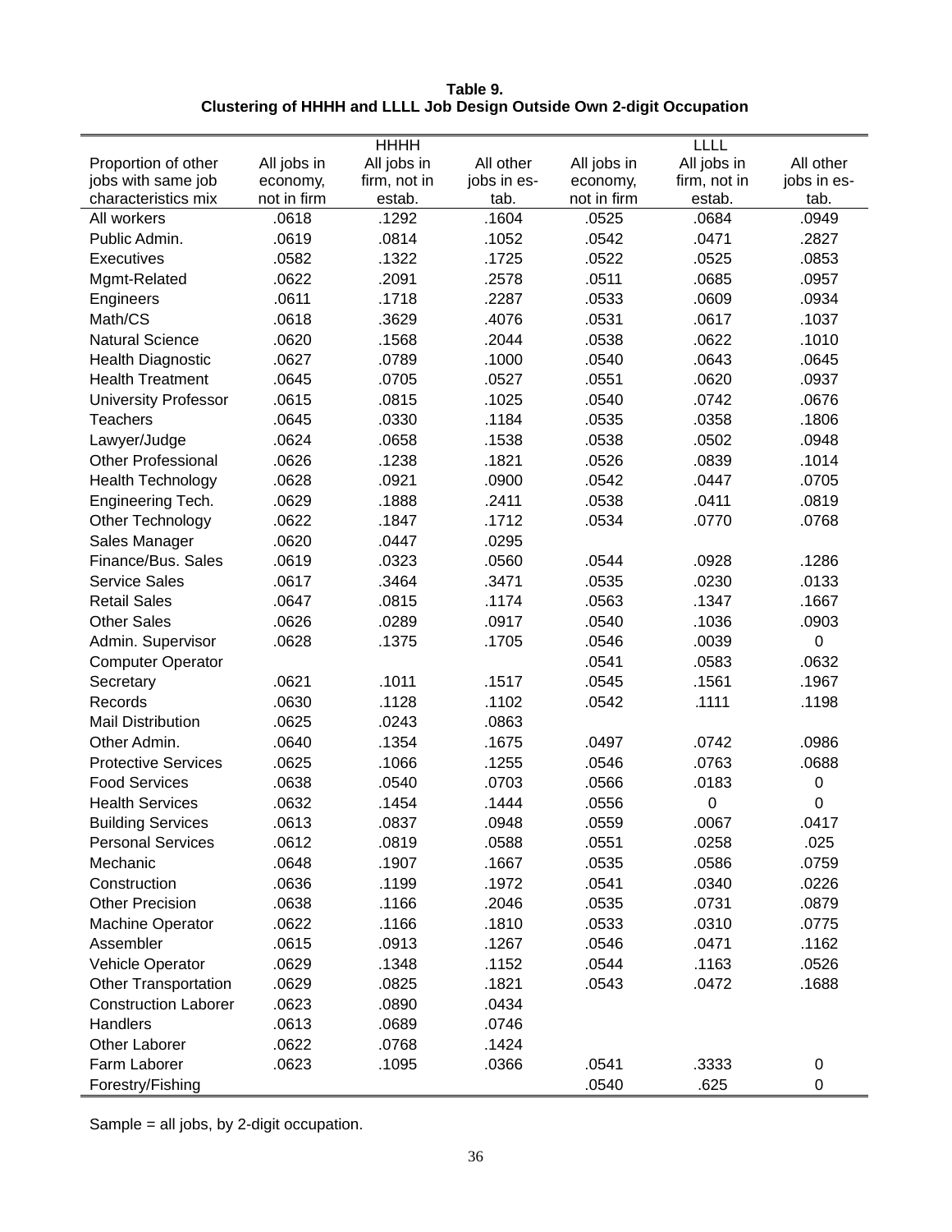**Table 9.**
**Clustering of HHHH and LLLL Job Design Outside Own 2-digit Occupation**

| Proportion of other jobs with same job characteristics mix | HHHH All jobs in economy, not in firm | HHHH All jobs in firm, not in estab. | HHHH All other jobs in estab. | LLLL All jobs in economy, not in firm | LLLL All jobs in firm, not in estab. | LLLL All other jobs in estab. |
|---|---|---|---|---|---|---|
| All workers | .0618 | .1292 | .1604 | .0525 | .0684 | .0949 |
| Public Admin. | .0619 | .0814 | .1052 | .0542 | .0471 | .2827 |
| Executives | .0582 | .1322 | .1725 | .0522 | .0525 | .0853 |
| Mgmt-Related | .0622 | .2091 | .2578 | .0511 | .0685 | .0957 |
| Engineers | .0611 | .1718 | .2287 | .0533 | .0609 | .0934 |
| Math/CS | .0618 | .3629 | .4076 | .0531 | .0617 | .1037 |
| Natural Science | .0620 | .1568 | .2044 | .0538 | .0622 | .1010 |
| Health Diagnostic | .0627 | .0789 | .1000 | .0540 | .0643 | .0645 |
| Health Treatment | .0645 | .0705 | .0527 | .0551 | .0620 | .0937 |
| University Professor | .0615 | .0815 | .1025 | .0540 | .0742 | .0676 |
| Teachers | .0645 | .0330 | .1184 | .0535 | .0358 | .1806 |
| Lawyer/Judge | .0624 | .0658 | .1538 | .0538 | .0502 | .0948 |
| Other Professional | .0626 | .1238 | .1821 | .0526 | .0839 | .1014 |
| Health Technology | .0628 | .0921 | .0900 | .0542 | .0447 | .0705 |
| Engineering Tech. | .0629 | .1888 | .2411 | .0538 | .0411 | .0819 |
| Other Technology | .0622 | .1847 | .1712 | .0534 | .0770 | .0768 |
| Sales Manager | .0620 | .0447 | .0295 | | | |
| Finance/Bus. Sales | .0619 | .0323 | .0560 | .0544 | .0928 | .1286 |
| Service Sales | .0617 | .3464 | .3471 | .0535 | .0230 | .0133 |
| Retail Sales | .0647 | .0815 | .1174 | .0563 | .1347 | .1667 |
| Other Sales | .0626 | .0289 | .0917 | .0540 | .1036 | .0903 |
| Admin. Supervisor | .0628 | .1375 | .1705 | .0546 | .0039 | 0 |
| Computer Operator | | | | .0541 | .0583 | .0632 |
| Secretary | .0621 | .1011 | .1517 | .0545 | .1561 | .1967 |
| Records | .0630 | .1128 | .1102 | .0542 | .1111 | .1198 |
| Mail Distribution | .0625 | .0243 | .0863 | | | |
| Other Admin. | .0640 | .1354 | .1675 | .0497 | .0742 | .0986 |
| Protective Services | .0625 | .1066 | .1255 | .0546 | .0763 | .0688 |
| Food Services | .0638 | .0540 | .0703 | .0566 | .0183 | 0 |
| Health Services | .0632 | .1454 | .1444 | .0556 | 0 | 0 |
| Building Services | .0613 | .0837 | .0948 | .0559 | .0067 | .0417 |
| Personal Services | .0612 | .0819 | .0588 | .0551 | .0258 | .025 |
| Mechanic | .0648 | .1907 | .1667 | .0535 | .0586 | .0759 |
| Construction | .0636 | .1199 | .1972 | .0541 | .0340 | .0226 |
| Other Precision | .0638 | .1166 | .2046 | .0535 | .0731 | .0879 |
| Machine Operator | .0622 | .1166 | .1810 | .0533 | .0310 | .0775 |
| Assembler | .0615 | .0913 | .1267 | .0546 | .0471 | .1162 |
| Vehicle Operator | .0629 | .1348 | .1152 | .0544 | .1163 | .0526 |
| Other Transportation | .0629 | .0825 | .1821 | .0543 | .0472 | .1688 |
| Construction Laborer | .0623 | .0890 | .0434 | | | |
| Handlers | .0613 | .0689 | .0746 | | | |
| Other Laborer | .0622 | .0768 | .1424 | | | |
| Farm Laborer | .0623 | .1095 | .0366 | .0541 | .3333 | 0 |
| Forestry/Fishing | | | | .0540 | .625 | 0 |

Sample = all jobs, by 2-digit occupation.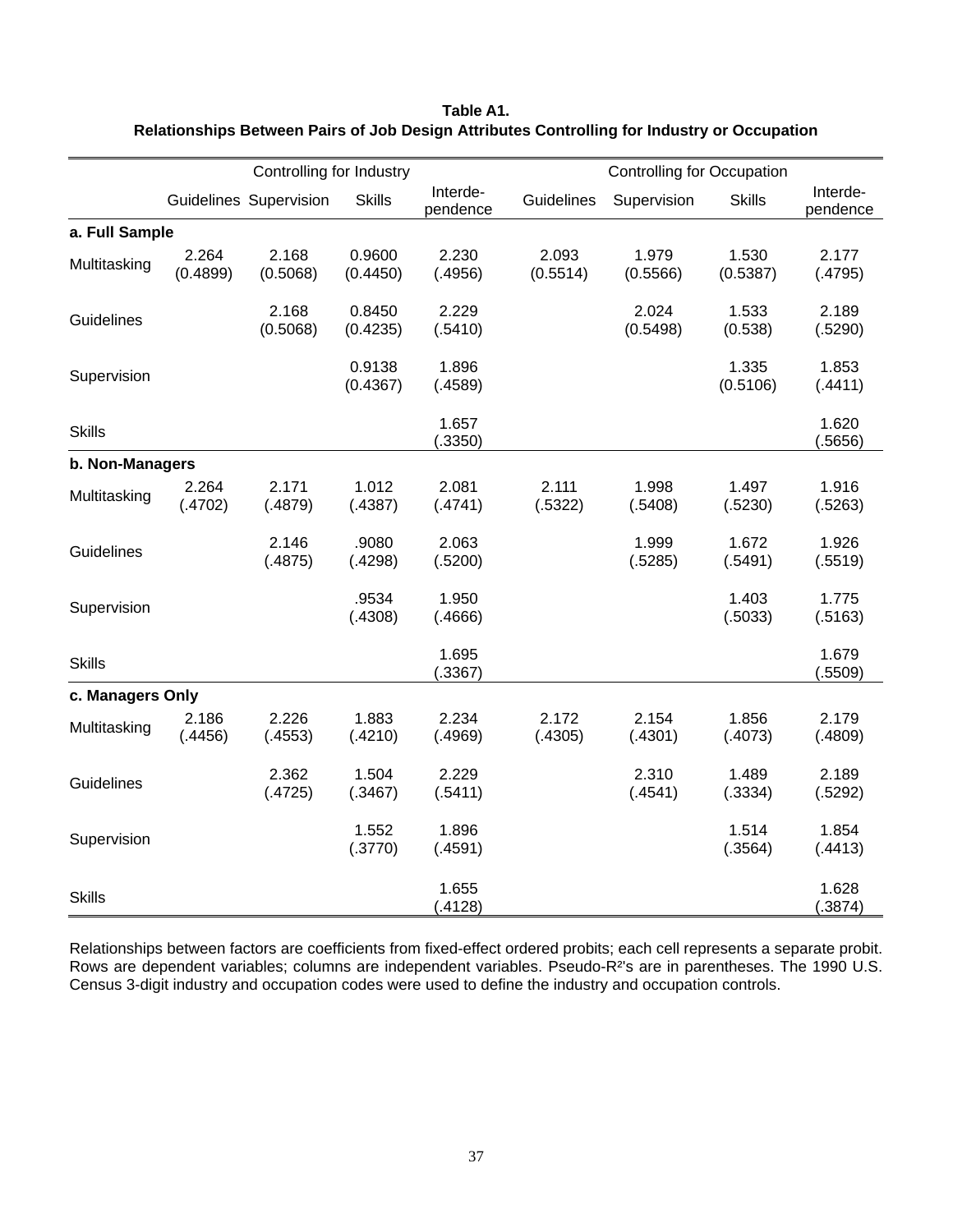**Table A1.**
**Relationships Between Pairs of Job Design Attributes Controlling for Industry or Occupation**

| | Controlling for Industry | | | | Controlling for Occupation | | | |
|---|---|---|---|---|---|---|---|---|
| | Guidelines | Supervision | Skills | Interde-pendence | Guidelines | Supervision | Skills | Interde-pendence |
| **a. Full Sample** | | | | | | | | |
| Multitasking | 2.264 (0.4899) | 2.168 (0.5068) | 0.9600 (0.4450) | 2.230 (.4956) | 2.093 (0.5514) | 1.979 (0.5566) | 1.530 (0.5387) | 2.177 (.4795) |
| Guidelines | | 2.168 (0.5068) | 0.8450 (0.4235) | 2.229 (.5410) | | 2.024 (0.5498) | 1.533 (0.538) | 2.189 (.5290) |
| Supervision | | | 0.9138 (0.4367) | 1.896 (.4589) | | | 1.335 (0.5106) | 1.853 (.4411) |
| Skills | | | | 1.657 (.3350) | | | | 1.620 (.5656) |
| **b. Non-Managers** | | | | | | | | |
| Multitasking | 2.264 (.4702) | 2.171 (.4879) | 1.012 (.4387) | 2.081 (.4741) | 2.111 (.5322) | 1.998 (.5408) | 1.497 (.5230) | 1.916 (.5263) |
| Guidelines | | 2.146 (.4875) | .9080 (.4298) | 2.063 (.5200) | | 1.999 (.5285) | 1.672 (.5491) | 1.926 (.5519) |
| Supervision | | | .9534 (.4308) | 1.950 (.4666) | | | 1.403 (.5033) | 1.775 (.5163) |
| Skills | | | | 1.695 (.3367) | | | | 1.679 (.5509) |
| **c. Managers Only** | | | | | | | | |
| Multitasking | 2.186 (.4456) | 2.226 (.4553) | 1.883 (.4210) | 2.234 (.4969) | 2.172 (.4305) | 2.154 (.4301) | 1.856 (.4073) | 2.179 (.4809) |
| Guidelines | | 2.362 (.4725) | 1.504 (.3467) | 2.229 (.5411) | | 2.310 (.4541) | 1.489 (.3334) | 2.189 (.5292) |
| Supervision | | | 1.552 (.3770) | 1.896 (.4591) | | | 1.514 (.3564) | 1.854 (.4413) |
| Skills | | | | 1.655 (.4128) | | | | 1.628 (.3874) |

Relationships between factors are coefficients from fixed-effect ordered probits; each cell represents a separate probit. Rows are dependent variables; columns are independent variables. Pseudo-$R^2$'s are in parentheses. The 1990 U.S. Census 3-digit industry and occupation codes were used to define the industry and occupation controls.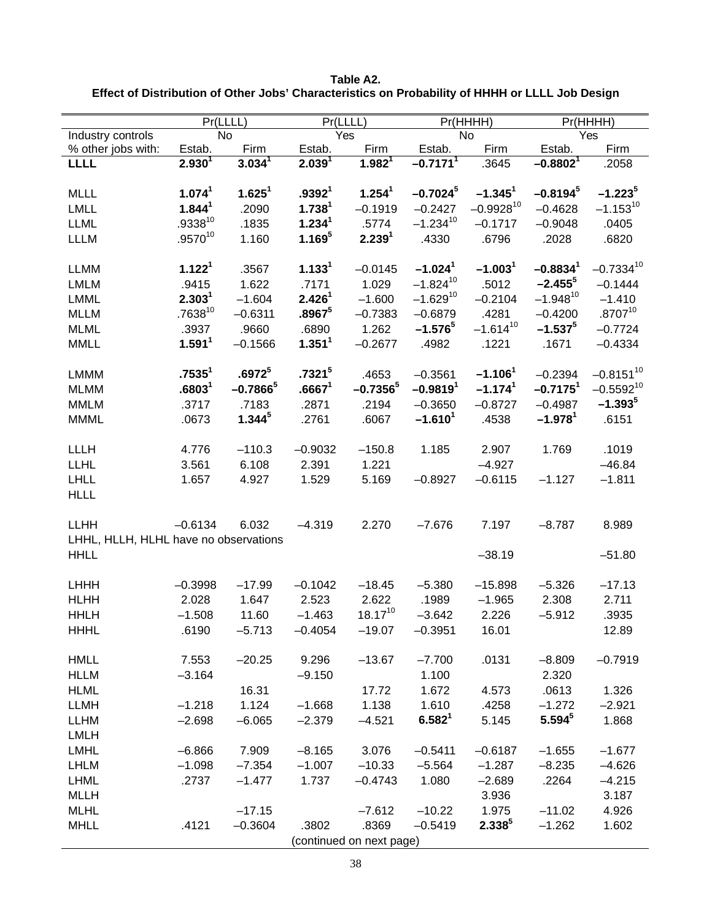**Table A2.**
**Effect of Distribution of Other Jobs' Characteristics on Probability of HHHH or LLLL Job Design**

| | Pr(LLLL) | | Pr(LLLL) | | Pr(HHHH) | | Pr(HHHH) | |
|---|---|---|---|---|---|---|---|---|
| Industry controls | No | | Yes | | No | | Yes | |
| % other jobs with: | Estab. | Firm | Estab. | Firm | Estab. | Firm | Estab. | Firm |
| **LLLL** | **2.930[1]** | **3.034[1]** | **2.039[1]** | **1.982[1]** | **–0.7171[1]** | .3645 | **–0.8802[1]** | .2058 |
| | | | | | | | | |
| MLLL | **1.074[1]** | **1.625[1]** | **.9392[1]** | **1.254[1]** | **–0.7024[5]** | **–1.345[1]** | **–0.8194[5]** | **–1.223[5]** |
| LMLL | **1.844[1]** | .2090 | **1.738[1]** | –0.1919 | –0.2427 | –0.9928[10] | –0.4628 | –1.153[10] |
| LLML | .9338[10] | .1835 | **1.234[1]** | .5774 | –1.234[10] | –0.1717 | –0.9048 | .0405 |
| LLLM | .9570[10] | 1.160 | **1.169[5]** | **2.239[1]** | .4330 | .6796 | .2028 | .6820 |
| | | | | | | | | |
| LLMM | **1.122[1]** | .3567 | **1.133[1]** | –0.0145 | **–1.024[1]** | **–1.003[1]** | **–0.8834[1]** | –0.7334[10] |
| LMLM | .9415 | 1.622 | .7171 | 1.029 | –1.824[10] | .5012 | **–2.455[5]** | –0.1444 |
| LMML | **2.303[1]** | –1.604 | **2.426[1]** | –1.600 | –1.629[10] | –0.2104 | –1.948[10] | –1.410 |
| MLLM | .7638[10] | –0.6311 | **.8967[5]** | –0.7383 | –0.6879 | .4281 | –0.4200 | .8707[10] |
| MLML | .3937 | .9660 | .6890 | 1.262 | **–1.576[5]** | –1.614[10] | **–1.537[5]** | –0.7724 |
| MMLL | **1.591[1]** | –0.1566 | **1.351[1]** | –0.2677 | .4982 | .1221 | .1671 | –0.4334 |
| | | | | | | | | |
| LMMM | **.7535[1]** | **.6972[5]** | **.7321[5]** | .4653 | –0.3561 | **–1.106[1]** | –0.2394 | –0.8151[10] |
| MLMM | **.6803[1]** | **–0.7866[5]** | **.6667[1]** | **–0.7356[5]** | **–0.9819[1]** | **–1.174[1]** | **–0.7175[1]** | –0.5592[10] |
| MMLM | .3717 | .7183 | .2871 | .2194 | –0.3650 | –0.8727 | –0.4987 | **–1.393[5]** |
| MMML | .0673 | **1.344[5]** | .2761 | .6067 | **–1.610[1]** | .4538 | **–1.978[1]** | .6151 |
| | | | | | | | | |
| LLLH | 4.776 | –110.3 | –0.9032 | –150.8 | 1.185 | 2.907 | 1.769 | .1019 |
| LLHL | 3.561 | 6.108 | 2.391 | 1.221 | | –4.927 | | –46.84 |
| LHLL | 1.657 | 4.927 | 1.529 | 5.169 | –0.8927 | –0.6115 | –1.127 | –1.811 |
| HLLL | | | | | | | | |
| | | | | | | | | |
| LLHH | –0.6134 | 6.032 | –4.319 | 2.270 | –7.676 | 7.197 | –8.787 | 8.989 |
| LHHL, HLLH, HLHL have no observations | | | | | | | | |
| HHLL | | | | | | –38.19 | | –51.80 |
| | | | | | | | | |
| LHHH | –0.3998 | –17.99 | –0.1042 | –18.45 | –5.380 | –15.898 | –5.326 | –17.13 |
| HLHH | 2.028 | 1.647 | 2.523 | 2.622 | .1989 | –1.965 | 2.308 | 2.711 |
| HHLH | –1.508 | 11.60 | –1.463 | 18.17[10] | –3.642 | 2.226 | –5.912 | .3935 |
| HHHL | .6190 | –5.713 | –0.4054 | –19.07 | –0.3951 | 16.01 | | 12.89 |
| | | | | | | | | |
| HMLL | 7.553 | –20.25 | 9.296 | –13.67 | –7.700 | .0131 | –8.809 | –0.7919 |
| HLLM | –3.164 | | –9.150 | | 1.100 | | 2.320 | |
| HLML | | 16.31 | | 17.72 | 1.672 | 4.573 | .0613 | 1.326 |
| LLMH | –1.218 | 1.124 | –1.668 | 1.138 | 1.610 | .4258 | –1.272 | –2.921 |
| LLHM | –2.698 | –6.065 | –2.379 | –4.521 | **6.582[1]** | 5.145 | **5.594[5]** | 1.868 |
| LMLH | | | | | | | | |
| LMHL | –6.866 | 7.909 | –8.165 | 3.076 | –0.5411 | –0.6187 | –1.655 | –1.677 |
| LHLM | –1.098 | –7.354 | –1.007 | –10.33 | –5.564 | –1.287 | –8.235 | –4.626 |
| LHML | .2737 | –1.477 | 1.737 | –0.4743 | 1.080 | –2.689 | .2264 | –4.215 |
| MLLH | | | | | | 3.936 | | 3.187 |
| MLHL | | –17.15 | | –7.612 | –10.22 | 1.975 | –11.02 | 4.926 |
| MHLL | .4121 | –0.3604 | .3802 | .8369 | –0.5419 | **2.338[5]** | –1.262 | 1.602 |

(continued on next page)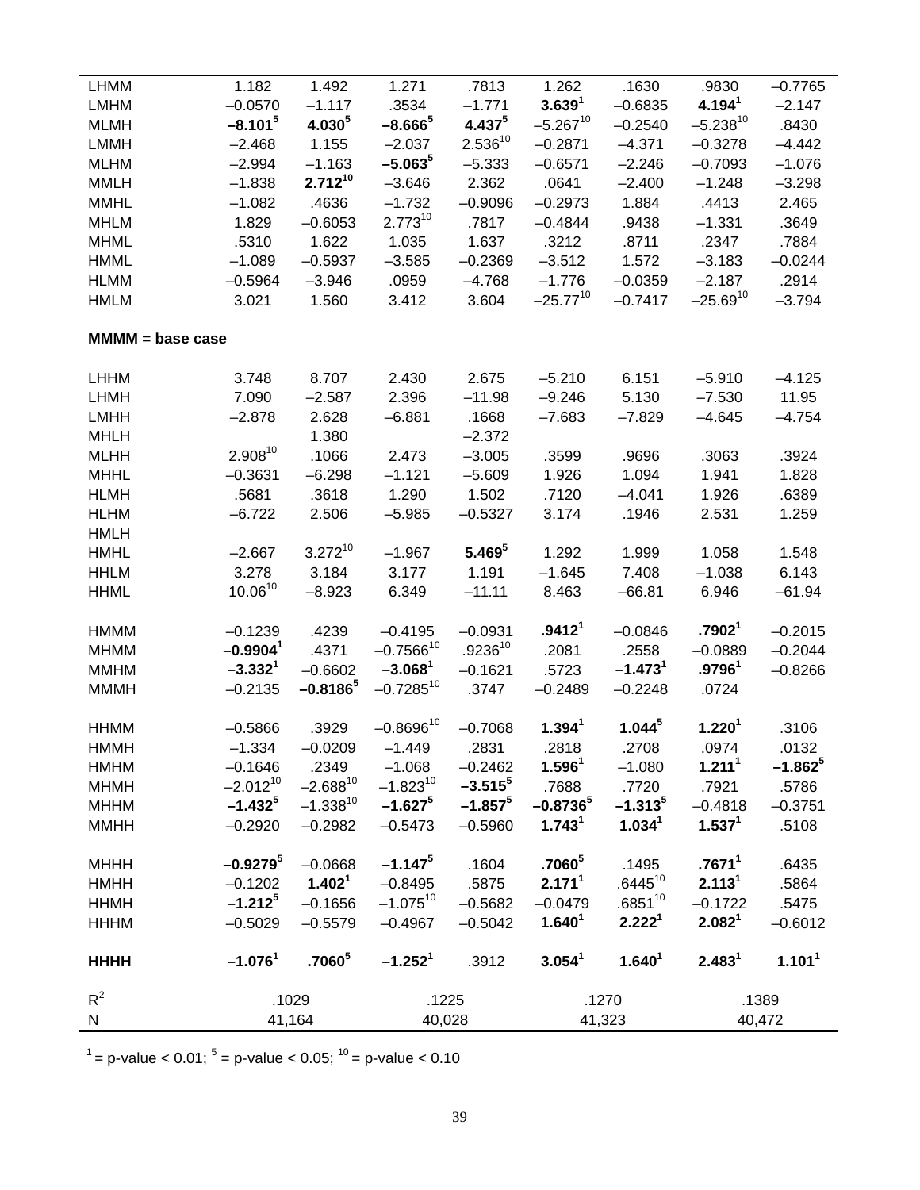| | | | | | | | | |
|---|---|---|---|---|---|---|---|---|
| LHMM | 1.182 | 1.492 | 1.271 | .7813 | 1.262 | .1630 | .9830 | –0.7765 |
| LMHM | –0.0570 | –1.117 | .3534 | –1.771 | **3.639**[1] | –0.6835 | **4.194**[1] | –2.147 |
| MLMH | **–8.101**[5] | **4.030**[5] | **–8.666**[5] | **4.437**[5] | –5.267[10] | –0.2540 | –5.238[10] | .8430 |
| LMMH | –2.468 | 1.155 | –2.037 | 2.536[10] | –0.2871 | –4.371 | –0.3278 | –4.442 |
| MLHM | –2.994 | –1.163 | **–5.063**[5] | –5.333 | –0.6571 | –2.246 | –0.7093 | –1.076 |
| MMLH | –1.838 | **2.712**[10] | –3.646 | 2.362 | .0641 | –2.400 | –1.248 | –3.298 |
| MMHL | –1.082 | .4636 | –1.732 | –0.9096 | –0.2973 | 1.884 | .4413 | 2.465 |
| MHLM | 1.829 | –0.6053 | 2.773[10] | .7817 | –0.4844 | .9438 | –1.331 | .3649 |
| MHML | .5310 | 1.622 | 1.035 | 1.637 | .3212 | .8711 | .2347 | .7884 |
| HMML | –1.089 | –0.5937 | –3.585 | –0.2369 | –3.512 | 1.572 | –3.183 | –0.0244 |
| HLMM | –0.5964 | –3.946 | .0959 | –4.768 | –1.776 | –0.0359 | –2.187 | .2914 |
| HMLM | 3.021 | 1.560 | 3.412 | 3.604 | –25.77[10] | –0.7417 | –25.69[10] | –3.794 |
| **MMMM = base case** | | | | | | | | |
| LHHM | 3.748 | 8.707 | 2.430 | 2.675 | –5.210 | 6.151 | –5.910 | –4.125 |
| LHMH | 7.090 | –2.587 | 2.396 | –11.98 | –9.246 | 5.130 | –7.530 | 11.95 |
| LMHH | –2.878 | 2.628 | –6.881 | .1668 | –7.683 | –7.829 | –4.645 | –4.754 |
| MHLH | | 1.380 | | –2.372 | | | | |
| MLHH | 2.908[10] | .1066 | 2.473 | –3.005 | .3599 | .9696 | .3063 | .3924 |
| MHHL | –0.3631 | –6.298 | –1.121 | –5.609 | 1.926 | 1.094 | 1.941 | 1.828 |
| HLMH | .5681 | .3618 | 1.290 | 1.502 | .7120 | –4.041 | 1.926 | .6389 |
| HLHM | –6.722 | 2.506 | –5.985 | –0.5327 | 3.174 | .1946 | 2.531 | 1.259 |
| HMLH | | | | | | | | |
| HMHL | –2.667 | 3.272[10] | –1.967 | **5.469**[5] | 1.292 | 1.999 | 1.058 | 1.548 |
| HHLM | 3.278 | 3.184 | 3.177 | 1.191 | –1.645 | 7.408 | –1.038 | 6.143 |
| HHML | 10.06[10] | –8.923 | 6.349 | –11.11 | 8.463 | –66.81 | 6.946 | –61.94 |
| HMMM | –0.1239 | .4239 | –0.4195 | –0.0931 | **.9412**[1] | –0.0846 | **.7902**[1] | –0.2015 |
| MHMM | **–0.9904**[1] | .4371 | –0.7566[10] | .9236[10] | .2081 | .2558 | –0.0889 | –0.2044 |
| MMHM | **–3.332**[1] | –0.6602 | **–3.068**[1] | –0.1621 | .5723 | **–1.473**[1] | **.9796**[1] | –0.8266 |
| MMMH | –0.2135 | **–0.8186**[5] | –0.7285[10] | .3747 | –0.2489 | –0.2248 | .0724 | |
| HHMM | –0.5866 | .3929 | –0.8696[10] | –0.7068 | **1.394**[1] | **1.044**[5] | **1.220**[1] | .3106 |
| HMMH | –1.334 | –0.0209 | –1.449 | .2831 | .2818 | .2708 | .0974 | .0132 |
| HMHM | –0.1646 | .2349 | –1.068 | –0.2462 | **1.596**[1] | –1.080 | **1.211**[1] | **–1.862**[5] |
| MHMH | –2.012[10] | –2.688[10] | –1.823[10] | **–3.515**[5] | .7688 | .7720 | .7921 | .5786 |
| MHHM | **–1.432**[5] | –1.338[10] | **–1.627**[5] | **–1.857**[5] | **–0.8736**[5] | **–1.313**[5] | –0.4818 | –0.3751 |
| MMHH | –0.2920 | –0.2982 | –0.5473 | –0.5960 | **1.743**[1] | **1.034**[1] | **1.537**[1] | .5108 |
| MHHH | **–0.9279**[5] | –0.0668 | **–1.147**[5] | .1604 | **.7060**[5] | .1495 | **.7671**[1] | .6435 |
| HMHH | –0.1202 | **1.402**[1] | –0.8495 | .5875 | **2.171**[1] | .6445[10] | **2.113**[1] | .5864 |
| HHMH | **–1.212**[5] | –0.1656 | –1.075[10] | –0.5682 | –0.0479 | .6851[10] | –0.1722 | .5475 |
| HHHM | –0.5029 | –0.5579 | –0.4967 | –0.5042 | **1.640**[1] | **2.222**[1] | **2.082**[1] | –0.6012 |
| **HHHH** | **–1.076**[1] | **.7060**[5] | **–1.252**[1] | .3912 | **3.054**[1] | **1.640**[1] | **2.483**[1] | **1.101**[1] |
| $R^2$ | .1029 | | .1225 | | .1270 | | .1389 | |
| N | 41,164 | | 40,028 | | 41,323 | | 40,472 | |

[1] = p-value < 0.01; [5] = p-value < 0.05; [10] = p-value < 0.10